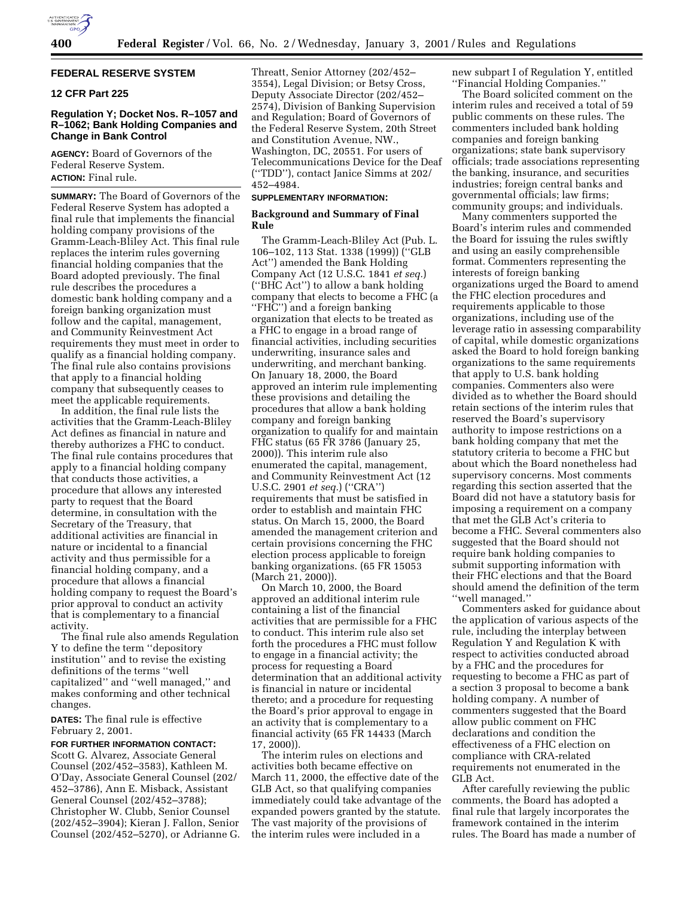## FEDERAL RESERVE SYSTEM

### 12 CFR Part 225

### Regulation Y; Docket Nos. R–1057 and R–1062; Bank Holding Companies and Change in Bank Control

**AGENCY:** Board of Governors of the Federal Reserve System.

**ACTION:** Final rule.

**SUMMARY:** The Board of Governors of the Federal Reserve System has adopted a final rule that implements the financial holding company provisions of the Gramm-Leach-Bliley Act. This final rule replaces the interim rules governing financial holding companies that the Board adopted previously. The final rule describes the procedures a domestic bank holding company and a foreign banking organization must follow and the capital, management, and Community Reinvestment Act requirements they must meet in order to qualify as a financial holding company. The final rule also contains provisions that apply to a financial holding company that subsequently ceases to meet the applicable requirements.

In addition, the final rule lists the activities that the Gramm-Leach-Bliley Act defines as financial in nature and thereby authorizes a FHC to conduct. The final rule contains procedures that apply to a financial holding company that conducts those activities, a procedure that allows any interested party to request that the Board determine, in consultation with the Secretary of the Treasury, that additional activities are financial in nature or incidental to a financial activity and thus permissible for a financial holding company, and a procedure that allows a financial holding company to request the Board's prior approval to conduct an activity that is complementary to a financial activity.

The final rule also amends Regulation Y to define the term ''depository institution'' and to revise the existing definitions of the terms ''well capitalized'' and ''well managed,'' and makes conforming and other technical changes.

**DATES:** The final rule is effective February 2, 2001.

**FOR FURTHER INFORMATION CONTACT:** Scott G. Alvarez, Associate General Counsel (202/452–3583), Kathleen M. O'Day, Associate General Counsel (202/452–3786), Ann E. Misback, Assistant General Counsel (202/452–3788); Christopher W. Clubb, Senior Counsel (202/452–3904); Kieran J. Fallon, Senior Counsel (202/452–5270), or Adrianne G. Threatt, Senior Attorney (202/452–3554), Legal Division; or Betsy Cross, Deputy Associate Director (202/452–2574), Division of Banking Supervision and Regulation; Board of Governors of the Federal Reserve System, 20th Street and Constitution Avenue, NW., Washington, DC, 20551. For users of Telecommunications Device for the Deaf (''TDD''), contact Janice Simms at 202/452–4984.

**SUPPLEMENTARY INFORMATION:**

### Background and Summary of Final Rule

The Gramm-Leach-Bliley Act (Pub. L. 106–102, 113 Stat. 1338 (1999)) (''GLB Act'') amended the Bank Holding Company Act (12 U.S.C. 1841 *et seq.*) (''BHC Act'') to allow a bank holding company that elects to become a FHC (a ''FHC'') and a foreign banking organization that elects to be treated as a FHC to engage in a broad range of financial activities, including securities underwriting, insurance sales and underwriting, and merchant banking. On January 18, 2000, the Board approved an interim rule implementing these provisions and detailing the procedures that allow a bank holding company and foreign banking organization to qualify for and maintain FHC status (65 FR 3786 (January 25, 2000)). This interim rule also enumerated the capital, management, and Community Reinvestment Act (12 U.S.C. 2901 *et seq.*) (''CRA'') requirements that must be satisfied in order to establish and maintain FHC status. On March 15, 2000, the Board amended the management criterion and certain provisions concerning the FHC election process applicable to foreign banking organizations. (65 FR 15053 (March 21, 2000)).

On March 10, 2000, the Board approved an additional interim rule containing a list of the financial activities that are permissible for a FHC to conduct. This interim rule also set forth the procedures a FHC must follow to engage in a financial activity; the process for requesting a Board determination that an additional activity is financial in nature or incidental thereto; and a procedure for requesting the Board's prior approval to engage in an activity that is complementary to a financial activity (65 FR 14433 (March 17, 2000)).

The interim rules on elections and activities both became effective on March 11, 2000, the effective date of the GLB Act, so that qualifying companies immediately could take advantage of the expanded powers granted by the statute. The vast majority of the provisions of the interim rules were included in a new subpart I of Regulation Y, entitled ''Financial Holding Companies.''

The Board solicited comment on the interim rules and received a total of 59 public comments on these rules. The commenters included bank holding companies and foreign banking organizations; state bank supervisory officials; trade associations representing the banking, insurance, and securities industries; foreign central banks and governmental officials; law firms; community groups; and individuals.

Many commenters supported the Board's interim rules and commended the Board for issuing the rules swiftly and using an easily comprehensible format. Commenters representing the interests of foreign banking organizations urged the Board to amend the FHC election procedures and requirements applicable to those organizations, including use of the leverage ratio in assessing comparability of capital, while domestic organizations asked the Board to hold foreign banking organizations to the same requirements that apply to U.S. bank holding companies. Commenters also were divided as to whether the Board should retain sections of the interim rules that reserved the Board's supervisory authority to impose restrictions on a bank holding company that met the statutory criteria to become a FHC but about which the Board nonetheless had supervisory concerns. Most comments regarding this section asserted that the Board did not have a statutory basis for imposing a requirement on a company that met the GLB Act's criteria to become a FHC. Several commenters also suggested that the Board should not require bank holding companies to submit supporting information with their FHC elections and that the Board should amend the definition of the term ''well managed.''

Commenters asked for guidance about the application of various aspects of the rule, including the interplay between Regulation Y and Regulation K with respect to activities conducted abroad by a FHC and the procedures for requesting to become a FHC as part of a section 3 proposal to become a bank holding company. A number of commenters suggested that the Board allow public comment on FHC declarations and condition the effectiveness of a FHC election on compliance with CRA-related requirements not enumerated in the GLB Act.

After carefully reviewing the public comments, the Board has adopted a final rule that largely incorporates the framework contained in the interim rules. The Board has made a number of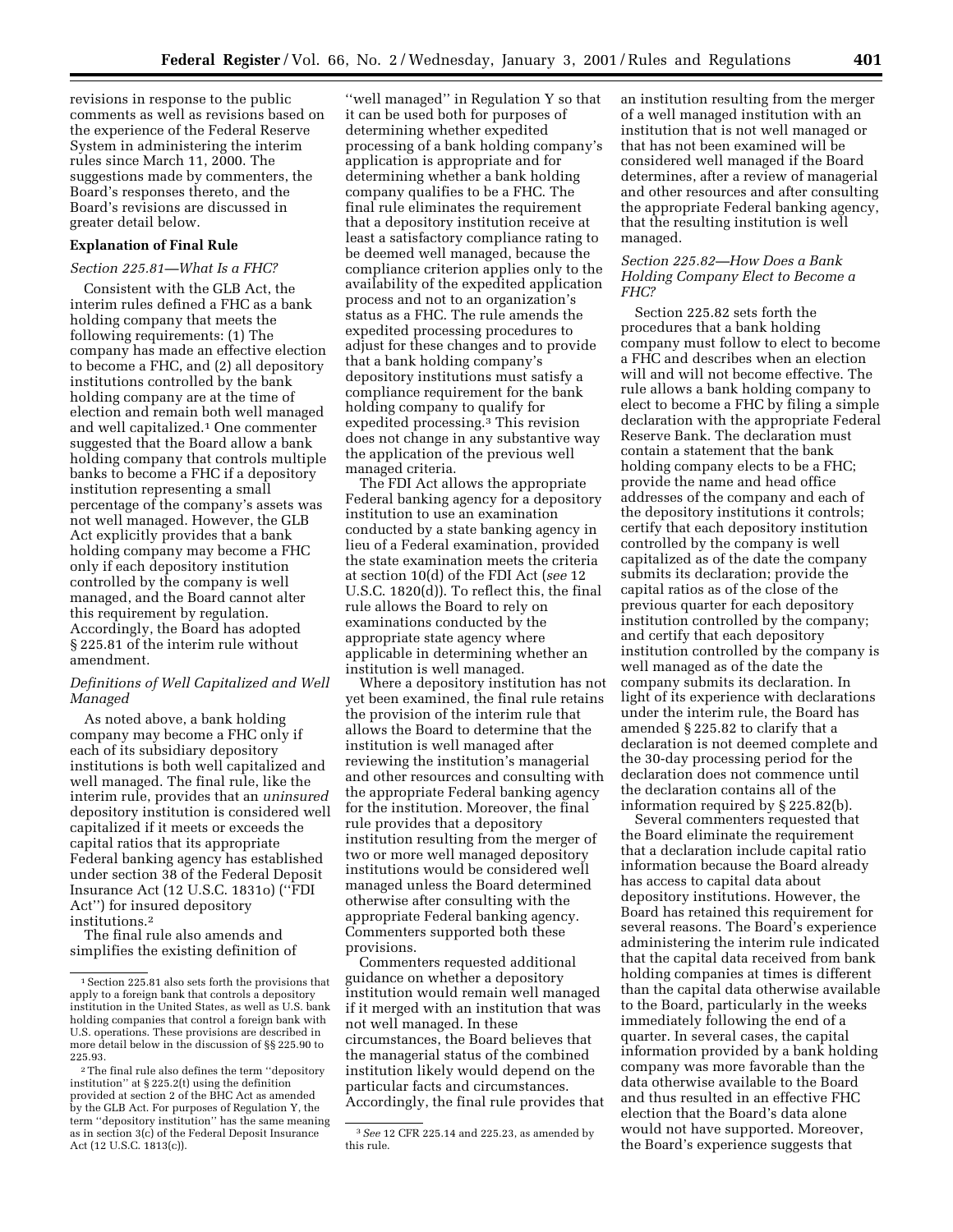revisions in response to the public comments as well as revisions based on the experience of the Federal Reserve System in administering the interim rules since March 11, 2000. The suggestions made by commenters, the Board's responses thereto, and the Board's revisions are discussed in greater detail below.

**Explanation of Final Rule**

*Section 225.81—What Is a FHC?*

Consistent with the GLB Act, the interim rules defined a FHC as a bank holding company that meets the following requirements: (1) The company has made an effective election to become a FHC, and (2) all depository institutions controlled by the bank holding company are at the time of election and remain both well managed and well capitalized.[1] One commenter suggested that the Board allow a bank holding company that controls multiple banks to become a FHC if a depository institution representing a small percentage of the company's assets was not well managed. However, the GLB Act explicitly provides that a bank holding company may become a FHC only if each depository institution controlled by the company is well managed, and the Board cannot alter this requirement by regulation. Accordingly, the Board has adopted § 225.81 of the interim rule without amendment.

*Definitions of Well Capitalized and Well Managed*

As noted above, a bank holding company may become a FHC only if each of its subsidiary depository institutions is both well capitalized and well managed. The final rule, like the interim rule, provides that an *uninsured* depository institution is considered well capitalized if it meets or exceeds the capital ratios that its appropriate Federal banking agency has established under section 38 of the Federal Deposit Insurance Act (12 U.S.C. 1831o) (''FDI Act'') for insured depository institutions.[2]

The final rule also amends and simplifies the existing definition of ''well managed'' in Regulation Y so that it can be used both for purposes of determining whether expedited processing of a bank holding company's application is appropriate and for determining whether a bank holding company qualifies to be a FHC. The final rule eliminates the requirement that a depository institution receive at least a satisfactory compliance rating to be deemed well managed, because the compliance criterion applies only to the availability of the expedited application process and not to an organization's status as a FHC. The rule amends the expedited processing procedures to adjust for these changes and to provide that a bank holding company's depository institutions must satisfy a compliance requirement for the bank holding company to qualify for expedited processing.[3] This revision does not change in any substantive way the application of the previous well managed criteria.

The FDI Act allows the appropriate Federal banking agency for a depository institution to use an examination conducted by a state banking agency in lieu of a Federal examination, provided the state examination meets the criteria at section 10(d) of the FDI Act (*see* 12 U.S.C. 1820(d)). To reflect this, the final rule allows the Board to rely on examinations conducted by the appropriate state agency where applicable in determining whether an institution is well managed.

Where a depository institution has not yet been examined, the final rule retains the provision of the interim rule that allows the Board to determine that the institution is well managed after reviewing the institution's managerial and other resources and consulting with the appropriate Federal banking agency for the institution. Moreover, the final rule provides that a depository institution resulting from the merger of two or more well managed depository institutions would be considered well managed unless the Board determined otherwise after consulting with the appropriate Federal banking agency. Commenters supported both these provisions.

Commenters requested additional guidance on whether a depository institution would remain well managed if it merged with an institution that was not well managed. In these circumstances, the Board believes that the managerial status of the combined institution likely would depend on the particular facts and circumstances. Accordingly, the final rule provides that an institution resulting from the merger of a well managed institution with an institution that is not well managed or that has not been examined will be considered well managed if the Board determines, after a review of managerial and other resources and after consulting the appropriate Federal banking agency, that the resulting institution is well managed.

*Section 225.82—How Does a Bank Holding Company Elect to Become a FHC?*

Section 225.82 sets forth the procedures that a bank holding company must follow to elect to become a FHC and describes when an election will and will not become effective. The rule allows a bank holding company to elect to become a FHC by filing a simple declaration with the appropriate Federal Reserve Bank. The declaration must contain a statement that the bank holding company elects to be a FHC; provide the name and head office addresses of the company and each of the depository institutions it controls; certify that each depository institution controlled by the company is well capitalized as of the date the company submits its declaration; provide the capital ratios as of the close of the previous quarter for each depository institution controlled by the company; and certify that each depository institution controlled by the company is well managed as of the date the company submits its declaration. In light of its experience with declarations under the interim rule, the Board has amended § 225.82 to clarify that a declaration is not deemed complete and the 30-day processing period for the declaration does not commence until the declaration contains all of the information required by § 225.82(b).

Several commenters requested that the Board eliminate the requirement that a declaration include capital ratio information because the Board already has access to capital data about depository institutions. However, the Board has retained this requirement for several reasons. The Board's experience administering the interim rule indicated that the capital data received from bank holding companies at times is different than the capital data otherwise available to the Board, particularly in the weeks immediately following the end of a quarter. In several cases, the capital information provided by a bank holding company was more favorable than the data otherwise available to the Board and thus resulted in an effective FHC election that the Board's data alone would not have supported. Moreover, the Board's experience suggests that

---

[1] Section 225.81 also sets forth the provisions that apply to a foreign bank that controls a depository institution in the United States, as well as U.S. bank holding companies that control a foreign bank with U.S. operations. These provisions are described in more detail below in the discussion of §§ 225.90 to 225.93.

[2] The final rule also defines the term ''depository institution'' at § 225.2(t) using the definition provided at section 2 of the BHC Act as amended by the GLB Act. For purposes of Regulation Y, the term ''depository institution'' has the same meaning as in section 3(c) of the Federal Deposit Insurance Act (12 U.S.C. 1813(c)).

[3] *See* 12 CFR 225.14 and 225.23, as amended by this rule.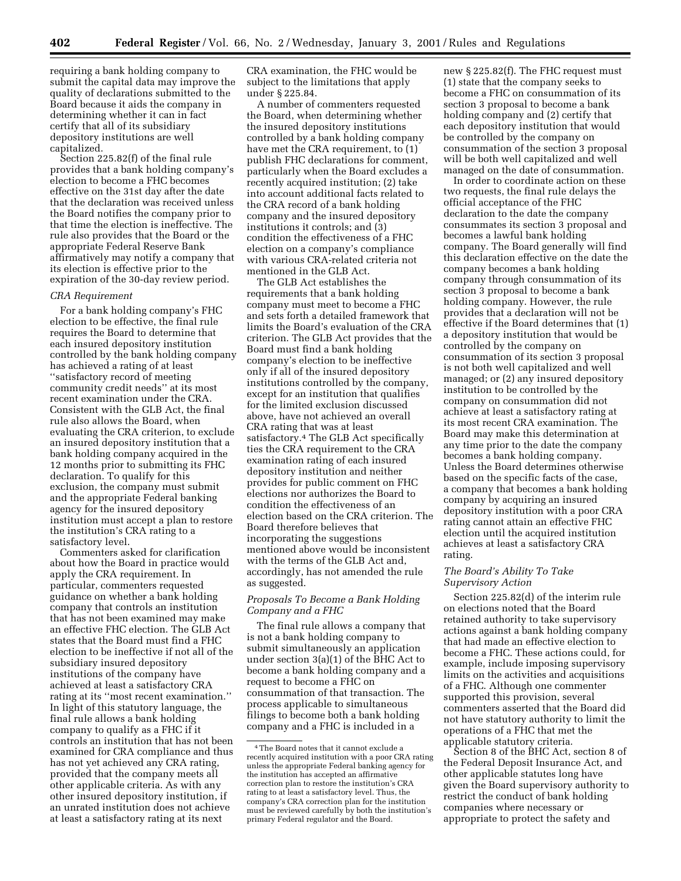requiring a bank holding company to submit the capital data may improve the quality of declarations submitted to the Board because it aids the company in determining whether it can in fact certify that all of its subsidiary depository institutions are well capitalized.

Section 225.82(f) of the final rule provides that a bank holding company's election to become a FHC becomes effective on the 31st day after the date that the declaration was received unless the Board notifies the company prior to that time the election is ineffective. The rule also provides that the Board or the appropriate Federal Reserve Bank affirmatively may notify a company that its election is effective prior to the expiration of the 30-day review period.

### *CRA Requirement*

For a bank holding company's FHC election to be effective, the final rule requires the Board to determine that each insured depository institution controlled by the bank holding company has achieved a rating of at least ''satisfactory record of meeting community credit needs'' at its most recent examination under the CRA. Consistent with the GLB Act, the final rule also allows the Board, when evaluating the CRA criterion, to exclude an insured depository institution that a bank holding company acquired in the 12 months prior to submitting its FHC declaration. To qualify for this exclusion, the company must submit and the appropriate Federal banking agency for the insured depository institution must accept a plan to restore the institution's CRA rating to a satisfactory level.

Commenters asked for clarification about how the Board in practice would apply the CRA requirement. In particular, commenters requested guidance on whether a bank holding company that controls an institution that has not been examined may make an effective FHC election. The GLB Act states that the Board must find a FHC election to be ineffective if not all of the subsidiary insured depository institutions of the company have achieved at least a satisfactory CRA rating at its ''most recent examination.'' In light of this statutory language, the final rule allows a bank holding company to qualify as a FHC if it controls an institution that has not been examined for CRA compliance and thus has not yet achieved any CRA rating, provided that the company meets all other applicable criteria. As with any other insured depository institution, if an unrated institution does not achieve at least a satisfactory rating at its next CRA examination, the FHC would be subject to the limitations that apply under § 225.84.

A number of commenters requested the Board, when determining whether the insured depository institutions controlled by a bank holding company have met the CRA requirement, to (1) publish FHC declarations for comment, particularly when the Board excludes a recently acquired institution; (2) take into account additional facts related to the CRA record of a bank holding company and the insured depository institutions it controls; and (3) condition the effectiveness of a FHC election on a company's compliance with various CRA-related criteria not mentioned in the GLB Act.

The GLB Act establishes the requirements that a bank holding company must meet to become a FHC and sets forth a detailed framework that limits the Board's evaluation of the CRA criterion. The GLB Act provides that the Board must find a bank holding company's election to be ineffective only if all of the insured depository institutions controlled by the company, except for an institution that qualifies for the limited exclusion discussed above, have not achieved an overall CRA rating that was at least satisfactory.[4] The GLB Act specifically ties the CRA requirement to the CRA examination rating of each insured depository institution and neither provides for public comment on FHC elections nor authorizes the Board to condition the effectiveness of an election based on the CRA criterion. The Board therefore believes that incorporating the suggestions mentioned above would be inconsistent with the terms of the GLB Act and, accordingly, has not amended the rule as suggested.

### *Proposals To Become a Bank Holding Company and a FHC*

The final rule allows a company that is not a bank holding company to submit simultaneously an application under section 3(a)(1) of the BHC Act to become a bank holding company and a request to become a FHC on consummation of that transaction. The process applicable to simultaneous filings to become both a bank holding company and a FHC is included in a new § 225.82(f). The FHC request must (1) state that the company seeks to become a FHC on consummation of its section 3 proposal to become a bank holding company and (2) certify that each depository institution that would be controlled by the company on consummation of the section 3 proposal will be both well capitalized and well managed on the date of consummation.

In order to coordinate action on these two requests, the final rule delays the official acceptance of the FHC declaration to the date the company consummates its section 3 proposal and becomes a lawful bank holding company. The Board generally will find this declaration effective on the date the company becomes a bank holding company through consummation of its section 3 proposal to become a bank holding company. However, the rule provides that a declaration will not be effective if the Board determines that (1) a depository institution that would be controlled by the company on consummation of its section 3 proposal is not both well capitalized and well managed; or (2) any insured depository institution to be controlled by the company on consummation did not achieve at least a satisfactory rating at its most recent CRA examination. The Board may make this determination at any time prior to the date the company becomes a bank holding company. Unless the Board determines otherwise based on the specific facts of the case, a company that becomes a bank holding company by acquiring an insured depository institution with a poor CRA rating cannot attain an effective FHC election until the acquired institution achieves at least a satisfactory CRA rating.

### *The Board's Ability To Take Supervisory Action*

Section 225.82(d) of the interim rule on elections noted that the Board retained authority to take supervisory actions against a bank holding company that had made an effective election to become a FHC. These actions could, for example, include imposing supervisory limits on the activities and acquisitions of a FHC. Although one commenter supported this provision, several commenters asserted that the Board did not have statutory authority to limit the operations of a FHC that met the applicable statutory criteria.

Section 8 of the BHC Act, section 8 of the Federal Deposit Insurance Act, and other applicable statutes long have given the Board supervisory authority to restrict the conduct of bank holding companies where necessary or appropriate to protect the safety and

---

[4] The Board notes that it cannot exclude a recently acquired institution with a poor CRA rating unless the appropriate Federal banking agency for the institution has accepted an affirmative correction plan to restore the institution's CRA rating to at least a satisfactory level. Thus, the company's CRA correction plan for the institution must be reviewed carefully by both the institution's primary Federal regulator and the Board.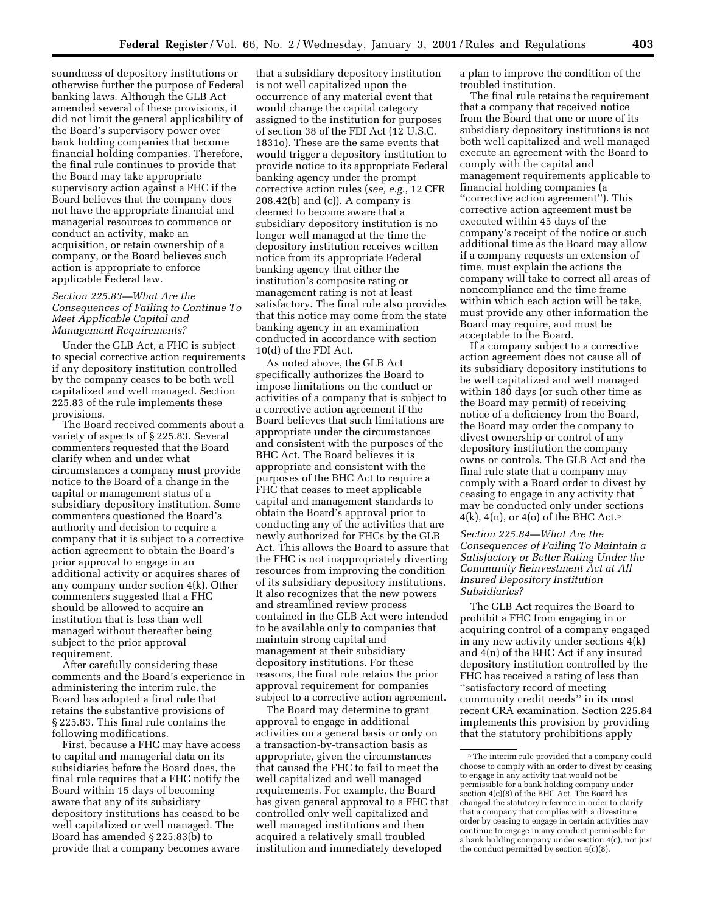soundness of depository institutions or otherwise further the purpose of Federal banking laws. Although the GLB Act amended several of these provisions, it did not limit the general applicability of the Board's supervisory power over bank holding companies that become financial holding companies. Therefore, the final rule continues to provide that the Board may take appropriate supervisory action against a FHC if the Board believes that the company does not have the appropriate financial and managerial resources to commence or conduct an activity, make an acquisition, or retain ownership of a company, or the Board believes such action is appropriate to enforce applicable Federal law.

### *Section 225.83—What Are the Consequences of Failing to Continue To Meet Applicable Capital and Management Requirements?*

Under the GLB Act, a FHC is subject to special corrective action requirements if any depository institution controlled by the company ceases to be both well capitalized and well managed. Section 225.83 of the rule implements these provisions.

The Board received comments about a variety of aspects of § 225.83. Several commenters requested that the Board clarify when and under what circumstances a company must provide notice to the Board of a change in the capital or management status of a subsidiary depository institution. Some commenters questioned the Board's authority and decision to require a company that it is subject to a corrective action agreement to obtain the Board's prior approval to engage in an additional activity or acquires shares of any company under section 4(k). Other commenters suggested that a FHC should be allowed to acquire an institution that is less than well managed without thereafter being subject to the prior approval requirement.

After carefully considering these comments and the Board's experience in administering the interim rule, the Board has adopted a final rule that retains the substantive provisions of § 225.83. This final rule contains the following modifications.

First, because a FHC may have access to capital and managerial data on its subsidiaries before the Board does, the final rule requires that a FHC notify the Board within 15 days of becoming aware that any of its subsidiary depository institutions has ceased to be well capitalized or well managed. The Board has amended § 225.83(b) to provide that a company becomes aware that a subsidiary depository institution is not well capitalized upon the occurrence of any material event that would change the capital category assigned to the institution for purposes of section 38 of the FDI Act (12 U.S.C. 1831o). These are the same events that would trigger a depository institution to provide notice to its appropriate Federal banking agency under the prompt corrective action rules (*see, e.g.*, 12 CFR 208.42(b) and (c)). A company is deemed to become aware that a subsidiary depository institution is no longer well managed at the time the depository institution receives written notice from its appropriate Federal banking agency that either the institution's composite rating or management rating is not at least satisfactory. The final rule also provides that this notice may come from the state banking agency in an examination conducted in accordance with section 10(d) of the FDI Act.

As noted above, the GLB Act specifically authorizes the Board to impose limitations on the conduct or activities of a company that is subject to a corrective action agreement if the Board believes that such limitations are appropriate under the circumstances and consistent with the purposes of the BHC Act. The Board believes it is appropriate and consistent with the purposes of the BHC Act to require a FHC that ceases to meet applicable capital and management standards to obtain the Board's approval prior to conducting any of the activities that are newly authorized for FHCs by the GLB Act. This allows the Board to assure that the FHC is not inappropriately diverting resources from improving the condition of its subsidiary depository institutions. It also recognizes that the new powers and streamlined review process contained in the GLB Act were intended to be available only to companies that maintain strong capital and management at their subsidiary depository institutions. For these reasons, the final rule retains the prior approval requirement for companies subject to a corrective action agreement.

The Board may determine to grant approval to engage in additional activities on a general basis or only on a transaction-by-transaction basis as appropriate, given the circumstances that caused the FHC to fail to meet the well capitalized and well managed requirements. For example, the Board has given general approval to a FHC that controlled only well capitalized and well managed institutions and then acquired a relatively small troubled institution and immediately developed a plan to improve the condition of the troubled institution.

The final rule retains the requirement that a company that received notice from the Board that one or more of its subsidiary depository institutions is not both well capitalized and well managed execute an agreement with the Board to comply with the capital and management requirements applicable to financial holding companies (a "corrective action agreement"). This corrective action agreement must be executed within 45 days of the company's receipt of the notice or such additional time as the Board may allow if a company requests an extension of time, must explain the actions the company will take to correct all areas of noncompliance and the time frame within which each action will be take, must provide any other information the Board may require, and must be acceptable to the Board.

If a company subject to a corrective action agreement does not cause all of its subsidiary depository institutions to be well capitalized and well managed within 180 days (or such other time as the Board may permit) of receiving notice of a deficiency from the Board, the Board may order the company to divest ownership or control of any depository institution the company owns or controls. The GLB Act and the final rule state that a company may comply with a Board order to divest by ceasing to engage in any activity that may be conducted only under sections 4(k), 4(n), or 4(o) of the BHC Act.[5]

### *Section 225.84—What Are the Consequences of Failing to Maintain a Satisfactory or Better Rating Under the Community Reinvestment Act at All Insured Depository Institution Subsidiaries?*

The GLB Act requires the Board to prohibit a FHC from engaging in or acquiring control of a company engaged in any new activity under sections 4(k) and 4(n) of the BHC Act if any insured depository institution controlled by the FHC has received a rating of less than "satisfactory record of meeting community credit needs" in its most recent CRA examination. Section 225.84 implements this provision by providing that the statutory prohibitions apply

---

[5] The interim rule provided that a company could choose to comply with an order to divest by ceasing to engage in any activity that would not be permissible for a bank holding company under section 4(c)(8) of the BHC Act. The Board has changed the statutory reference in order to clarify that a company that complies with a divestiture order by ceasing to engage in certain activities may continue to engage in any conduct permissible for a bank holding company under section 4(c), not just the conduct permitted by section 4(c)(8).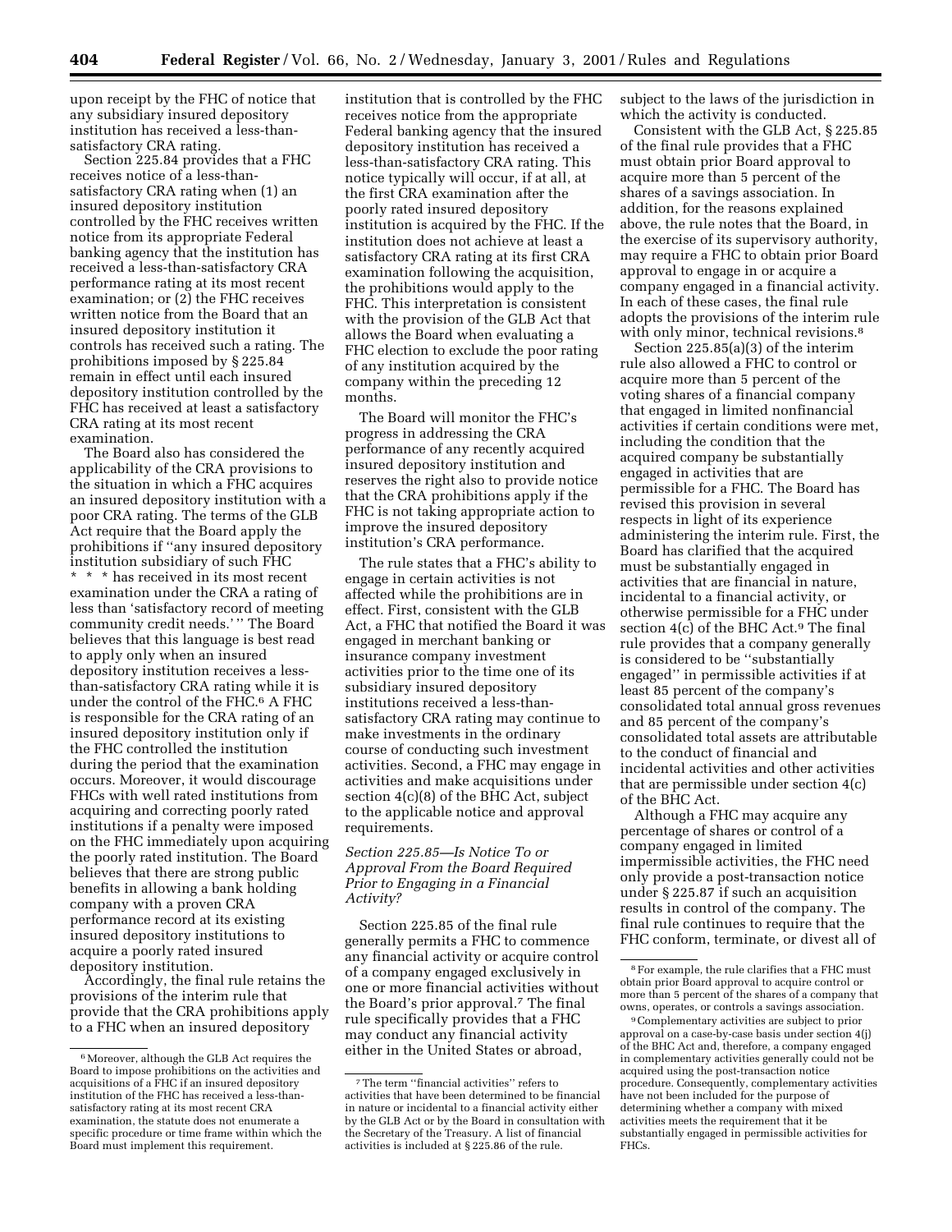upon receipt by the FHC of notice that any subsidiary insured depository institution has received a less-than-satisfactory CRA rating.

Section 225.84 provides that a FHC receives notice of a less-than-satisfactory CRA rating when (1) an insured depository institution controlled by the FHC receives written notice from its appropriate Federal banking agency that the institution has received a less-than-satisfactory CRA performance rating at its most recent examination; or (2) the FHC receives written notice from the Board that an insured depository institution it controls has received such a rating. The prohibitions imposed by § 225.84 remain in effect until each insured depository institution controlled by the FHC has received at least a satisfactory CRA rating at its most recent examination.

The Board also has considered the applicability of the CRA provisions to the situation in which a FHC acquires an insured depository institution with a poor CRA rating. The terms of the GLB Act require that the Board apply the prohibitions if ''any insured depository institution subsidiary of such FHC * * * has received in its most recent examination under the CRA a rating of less than 'satisfactory record of meeting community credit needs.' '' The Board believes that this language is best read to apply only when an insured depository institution receives a less-than-satisfactory CRA rating while it is under the control of the FHC.[6] A FHC is responsible for the CRA rating of an insured depository institution only if the FHC controlled the institution during the period that the examination occurs. Moreover, it would discourage FHCs with well rated institutions from acquiring and correcting poorly rated institutions if a penalty were imposed on the FHC immediately upon acquiring the poorly rated institution. The Board believes that there are strong public benefits in allowing a bank holding company with a proven CRA performance record at its existing insured depository institutions to acquire a poorly rated insured depository institution.

Accordingly, the final rule retains the provisions of the interim rule that provide that the CRA prohibitions apply to a FHC when an insured depository institution that is controlled by the FHC receives notice from the appropriate Federal banking agency that the insured depository institution has received a less-than-satisfactory CRA rating. This notice typically will occur, if at all, at the first CRA examination after the poorly rated insured depository institution is acquired by the FHC. If the institution does not achieve at least a satisfactory CRA rating at its first CRA examination following the acquisition, the prohibitions would apply to the FHC. This interpretation is consistent with the provision of the GLB Act that allows the Board when evaluating a FHC election to exclude the poor rating of any institution acquired by the company within the preceding 12 months.

The Board will monitor the FHC's progress in addressing the CRA performance of any recently acquired insured depository institution and reserves the right also to provide notice that the CRA prohibitions apply if the FHC is not taking appropriate action to improve the insured depository institution's CRA performance.

The rule states that a FHC's ability to engage in certain activities is not affected while the prohibitions are in effect. First, consistent with the GLB Act, a FHC that notified the Board it was engaged in merchant banking or insurance company investment activities prior to the time one of its subsidiary insured depository institutions received a less-than-satisfactory CRA rating may continue to make investments in the ordinary course of conducting such investment activities. Second, a FHC may engage in activities and make acquisitions under section 4(c)(8) of the BHC Act, subject to the applicable notice and approval requirements.

### *Section 225.85—Is Notice To or Approval From the Board Required Prior to Engaging in a Financial Activity?*

Section 225.85 of the final rule generally permits a FHC to commence any financial activity or acquire control of a company engaged exclusively in one or more financial activities without the Board's prior approval.[7] The final rule specifically provides that a FHC may conduct any financial activity either in the United States or abroad, subject to the laws of the jurisdiction in which the activity is conducted.

Consistent with the GLB Act, § 225.85 of the final rule provides that a FHC must obtain prior Board approval to acquire more than 5 percent of the shares of a savings association. In addition, for the reasons explained above, the rule notes that the Board, in the exercise of its supervisory authority, may require a FHC to obtain prior Board approval to engage in or acquire a company engaged in a financial activity. In each of these cases, the final rule adopts the provisions of the interim rule with only minor, technical revisions.[8]

Section 225.85(a)(3) of the interim rule also allowed a FHC to control or acquire more than 5 percent of the voting shares of a financial company that engaged in limited nonfinancial activities if certain conditions were met, including the condition that the acquired company be substantially engaged in activities that are permissible for a FHC. The Board has revised this provision in several respects in light of its experience administering the interim rule. First, the Board has clarified that the acquired must be substantially engaged in activities that are financial in nature, incidental to a financial activity, or otherwise permissible for a FHC under section 4(c) of the BHC Act.[9] The final rule provides that a company generally is considered to be ''substantially engaged'' in permissible activities if at least 85 percent of the company's consolidated total annual gross revenues and 85 percent of the company's consolidated total assets are attributable to the conduct of financial and incidental activities and other activities that are permissible under section 4(c) of the BHC Act.

Although a FHC may acquire any percentage of shares or control of a company engaged in limited impermissible activities, the FHC need only provide a post-transaction notice under § 225.87 if such an acquisition results in control of the company. The final rule continues to require that the FHC conform, terminate, or divest all of

---

[6] Moreover, although the GLB Act requires the Board to impose prohibitions on the activities and acquisitions of a FHC if an insured depository institution of the FHC has received a less-than-satisfactory rating at its most recent CRA examination, the statute does not enumerate a specific procedure or time frame within which the Board must implement this requirement.

[7] The term ''financial activities'' refers to activities that have been determined to be financial in nature or incidental to a financial activity either by the GLB Act or by the Board in consultation with the Secretary of the Treasury. A list of financial activities is included at § 225.86 of the rule.

[8] For example, the rule clarifies that a FHC must obtain prior Board approval to acquire control or more than 5 percent of the shares of a company that owns, operates, or controls a savings association.

[9] Complementary activities are subject to prior approval on a case-by-case basis under section 4(j) of the BHC Act and, therefore, a company engaged in complementary activities generally could not be acquired using the post-transaction notice procedure. Consequently, complementary activities have not been included for the purpose of determining whether a company with mixed activities meets the requirement that it be substantially engaged in permissible activities for FHCs.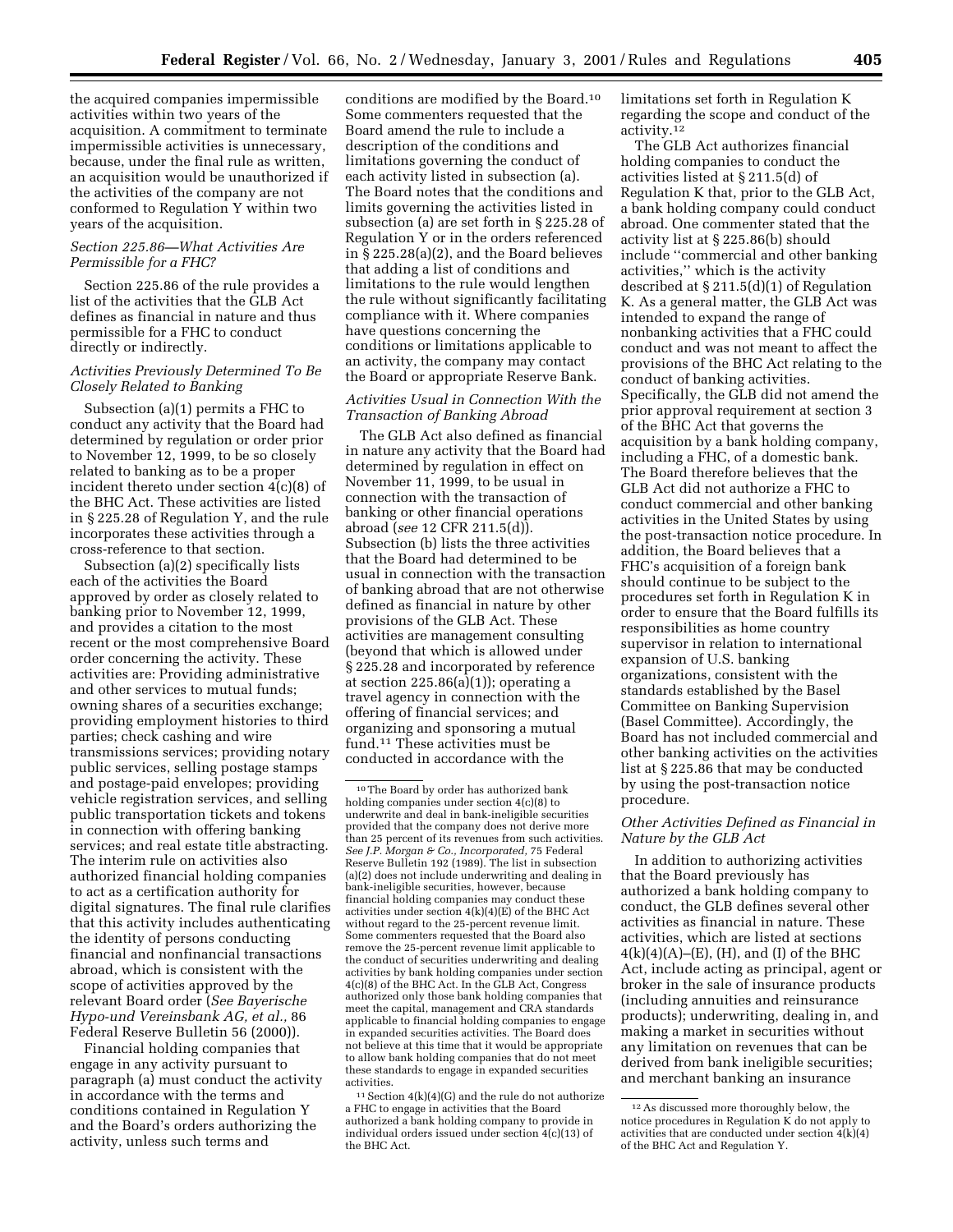the acquired companies impermissible activities within two years of the acquisition. A commitment to terminate impermissible activities is unnecessary, because, under the final rule as written, an acquisition would be unauthorized if the activities of the company are not conformed to Regulation Y within two years of the acquisition.

*Section 225.86—What Activities Are Permissible for a FHC?*

Section 225.86 of the rule provides a list of the activities that the GLB Act defines as financial in nature and thus permissible for a FHC to conduct directly or indirectly.

*Activities Previously Determined To Be Closely Related to Banking*

Subsection (a)(1) permits a FHC to conduct any activity that the Board had determined by regulation or order prior to November 12, 1999, to be so closely related to banking as to be a proper incident thereto under section 4(c)(8) of the BHC Act. These activities are listed in § 225.28 of Regulation Y, and the rule incorporates these activities through a cross-reference to that section.

Subsection (a)(2) specifically lists each of the activities the Board approved by order as closely related to banking prior to November 12, 1999, and provides a citation to the most recent or the most comprehensive Board order concerning the activity. These activities are: Providing administrative and other services to mutual funds; owning shares of a securities exchange; providing employment histories to third parties; check cashing and wire transmissions services; providing notary public services, selling postage stamps and postage-paid envelopes; providing vehicle registration services, and selling public transportation tickets and tokens in connection with offering banking services; and real estate title abstracting. The interim rule on activities also authorized financial holding companies to act as a certification authority for digital signatures. The final rule clarifies that this activity includes authenticating the identity of persons conducting financial and nonfinancial transactions abroad, which is consistent with the scope of activities approved by the relevant Board order (*See Bayerische Hypo-und Vereinsbank AG, et al.,* 86 Federal Reserve Bulletin 56 (2000)).

Financial holding companies that engage in any activity pursuant to paragraph (a) must conduct the activity in accordance with the terms and conditions contained in Regulation Y and the Board's orders authorizing the activity, unless such terms and conditions are modified by the Board.[10] Some commenters requested that the Board amend the rule to include a description of the conditions and limitations governing the conduct of each activity listed in subsection (a). The Board notes that the conditions and limits governing the activities listed in subsection (a) are set forth in § 225.28 of Regulation Y or in the orders referenced in § 225.28(a)(2), and the Board believes that adding a list of conditions and limitations to the rule would lengthen the rule without significantly facilitating compliance with it. Where companies have questions concerning the conditions or limitations applicable to an activity, the company may contact the Board or appropriate Reserve Bank.

*Activities Usual in Connection With the Transaction of Banking Abroad*

The GLB Act also defined as financial in nature any activity that the Board had determined by regulation in effect on November 11, 1999, to be usual in connection with the transaction of banking or other financial operations abroad (*see* 12 CFR 211.5(d)). Subsection (b) lists the three activities that the Board had determined to be usual in connection with the transaction of banking abroad that are not otherwise defined as financial in nature by other provisions of the GLB Act. These activities are management consulting (beyond that which is allowed under § 225.28 and incorporated by reference at section 225.86(a)(1)); operating a travel agency in connection with the offering of financial services; and organizing and sponsoring a mutual fund.[11] These activities must be conducted in accordance with the limitations set forth in Regulation K regarding the scope and conduct of the activity.[12]

The GLB Act authorizes financial holding companies to conduct the activities listed at § 211.5(d) of Regulation K that, prior to the GLB Act, a bank holding company could conduct abroad. One commenter stated that the activity list at § 225.86(b) should include ''commercial and other banking activities,'' which is the activity described at § 211.5(d)(1) of Regulation K. As a general matter, the GLB Act was intended to expand the range of nonbanking activities that a FHC could conduct and was not meant to affect the provisions of the BHC Act relating to the conduct of banking activities. Specifically, the GLB did not amend the prior approval requirement at section 3 of the BHC Act that governs the acquisition by a bank holding company, including a FHC, of a domestic bank. The Board therefore believes that the GLB Act did not authorize a FHC to conduct commercial and other banking activities in the United States by using the post-transaction notice procedure. In addition, the Board believes that a FHC's acquisition of a foreign bank should continue to be subject to the procedures set forth in Regulation K in order to ensure that the Board fulfills its responsibilities as home country supervisor in relation to international expansion of U.S. banking organizations, consistent with the standards established by the Basel Committee on Banking Supervision (Basel Committee). Accordingly, the Board has not included commercial and other banking activities on the activities list at § 225.86 that may be conducted by using the post-transaction notice procedure.

*Other Activities Defined as Financial in Nature by the GLB Act*

In addition to authorizing activities that the Board previously has authorized a bank holding company to conduct, the GLB defines several other activities as financial in nature. These activities, which are listed at sections 4(k)(4)(A)–(E), (H), and (I) of the BHC Act, include acting as principal, agent or broker in the sale of insurance products (including annuities and reinsurance products); underwriting, dealing in, and making a market in securities without any limitation on revenues that can be derived from bank ineligible securities; and merchant banking an insurance

---

[10] The Board by order has authorized bank holding companies under section 4(c)(8) to underwrite and deal in bank-ineligible securities provided that the company does not derive more than 25 percent of its revenues from such activities. *See J.P. Morgan & Co., Incorporated,* 75 Federal Reserve Bulletin 192 (1989). The list in subsection (a)(2) does not include underwriting and dealing in bank-ineligible securities, however, because financial holding companies may conduct these activities under section 4(k)(4)(E) of the BHC Act without regard to the 25-percent revenue limit. Some commenters requested that the Board also remove the 25-percent revenue limit applicable to the conduct of securities underwriting and dealing activities by bank holding companies under section 4(c)(8) of the BHC Act. In the GLB Act, Congress authorized only those bank holding companies that meet the capital, management and CRA standards applicable to financial holding companies to engage in expanded securities activities. The Board does not believe at this time that it would be appropriate to allow bank holding companies that do not meet these standards to engage in expanded securities activities.

[11] Section 4(k)(4)(G) and the rule do not authorize a FHC to engage in activities that the Board authorized a bank holding company to provide in individual orders issued under section 4(c)(13) of the BHC Act.

[12] As discussed more thoroughly below, the notice procedures in Regulation K do not apply to activities that are conducted under section 4(k)(4) of the BHC Act and Regulation Y.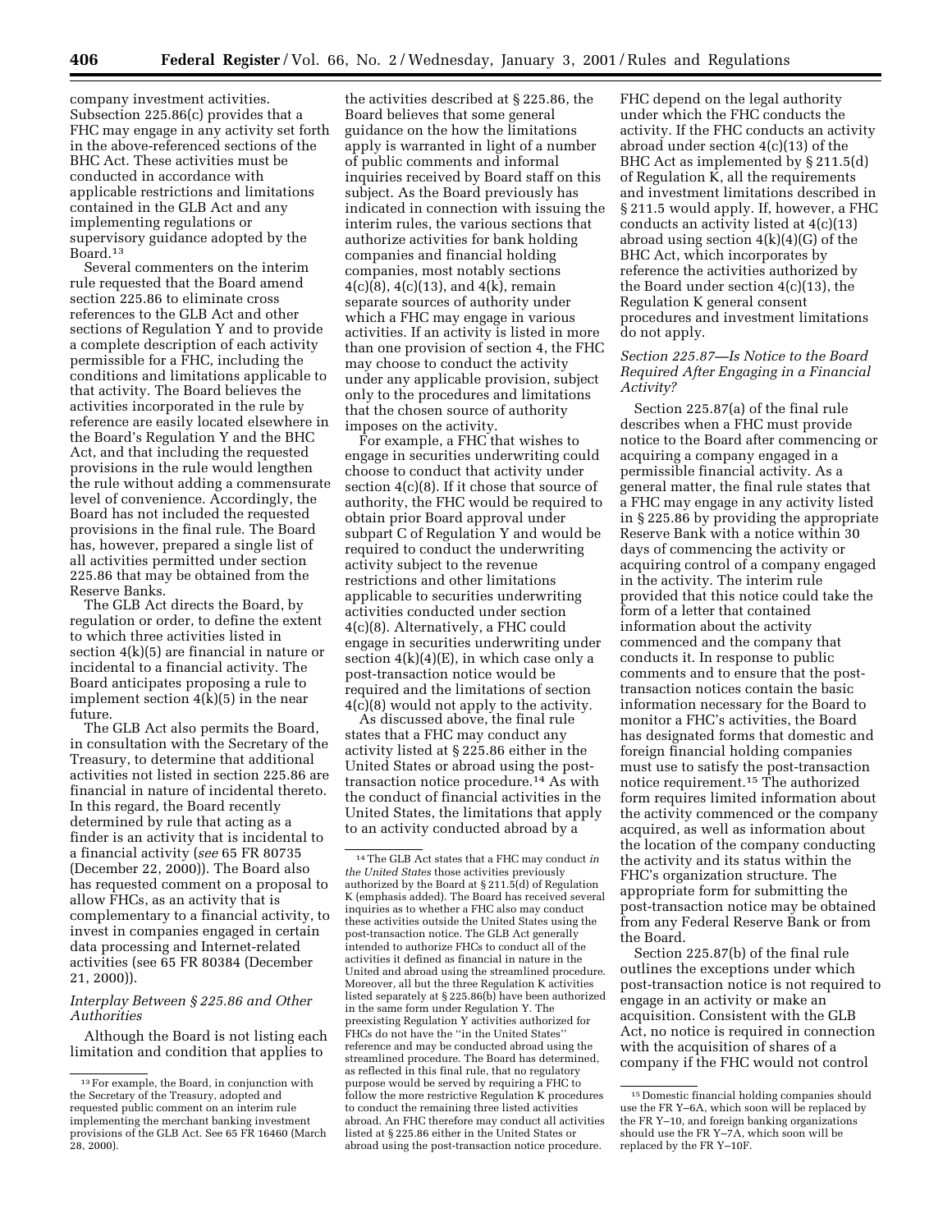company investment activities. Subsection 225.86(c) provides that a FHC may engage in any activity set forth in the above-referenced sections of the BHC Act. These activities must be conducted in accordance with applicable restrictions and limitations contained in the GLB Act and any implementing regulations or supervisory guidance adopted by the Board.[13]

Several commenters on the interim rule requested that the Board amend section 225.86 to eliminate cross references to the GLB Act and other sections of Regulation Y and to provide a complete description of each activity permissible for a FHC, including the conditions and limitations applicable to that activity. The Board believes the activities incorporated in the rule by reference are easily located elsewhere in the Board's Regulation Y and the BHC Act, and that including the requested provisions in the rule would lengthen the rule without adding a commensurate level of convenience. Accordingly, the Board has not included the requested provisions in the final rule. The Board has, however, prepared a single list of all activities permitted under section 225.86 that may be obtained from the Reserve Banks.

The GLB Act directs the Board, by regulation or order, to define the extent to which three activities listed in section 4(k)(5) are financial in nature or incidental to a financial activity. The Board anticipates proposing a rule to implement section 4(k)(5) in the near future.

The GLB Act also permits the Board, in consultation with the Secretary of the Treasury, to determine that additional activities not listed in section 225.86 are financial in nature of incidental thereto. In this regard, the Board recently determined by rule that acting as a finder is an activity that is incidental to a financial activity (*see* 65 FR 80735 (December 22, 2000)). The Board also has requested comment on a proposal to allow FHCs, as an activity that is complementary to a financial activity, to invest in companies engaged in certain data processing and Internet-related activities (see 65 FR 80384 (December 21, 2000)).

### *Interplay Between § 225.86 and Other Authorities*

Although the Board is not listing each limitation and condition that applies to the activities described at § 225.86, the Board believes that some general guidance on the how the limitations apply is warranted in light of a number of public comments and informal inquiries received by Board staff on this subject. As the Board previously has indicated in connection with issuing the interim rules, the various sections that authorize activities for bank holding companies and financial holding companies, most notably sections 4(c)(8), 4(c)(13), and 4(k), remain separate sources of authority under which a FHC may engage in various activities. If an activity is listed in more than one provision of section 4, the FHC may choose to conduct the activity under any applicable provision, subject only to the procedures and limitations that the chosen source of authority imposes on the activity.

For example, a FHC that wishes to engage in securities underwriting could choose to conduct that activity under section 4(c)(8). If it chose that source of authority, the FHC would be required to obtain prior Board approval under subpart C of Regulation Y and would be required to conduct the underwriting activity subject to the revenue restrictions and other limitations applicable to securities underwriting activities conducted under section 4(c)(8). Alternatively, a FHC could engage in securities underwriting under section 4(k)(4)(E), in which case only a post-transaction notice would be required and the limitations of section 4(c)(8) would not apply to the activity.

As discussed above, the final rule states that a FHC may conduct any activity listed at § 225.86 either in the United States or abroad using the post-transaction notice procedure.[14] As with the conduct of financial activities in the United States, the limitations that apply to an activity conducted abroad by a FHC depend on the legal authority under which the FHC conducts the activity. If the FHC conducts an activity abroad under section 4(c)(13) of the BHC Act as implemented by § 211.5(d) of Regulation K, all the requirements and investment limitations described in § 211.5 would apply. If, however, a FHC conducts an activity listed at 4(c)(13) abroad using section 4(k)(4)(G) of the BHC Act, which incorporates by reference the activities authorized by the Board under section 4(c)(13), the Regulation K general consent procedures and investment limitations do not apply.

### *Section 225.87—Is Notice to the Board Required After Engaging in a Financial Activity?*

Section 225.87(a) of the final rule describes when a FHC must provide notice to the Board after commencing or acquiring a company engaged in a permissible financial activity. As a general matter, the final rule states that a FHC may engage in any activity listed in § 225.86 by providing the appropriate Reserve Bank with a notice within 30 days of commencing the activity or acquiring control of a company engaged in the activity. The interim rule provided that this notice could take the form of a letter that contained information about the activity commenced and the company that conducts it. In response to public comments and to ensure that the post-transaction notices contain the basic information necessary for the Board to monitor a FHC's activities, the Board has designated forms that domestic and foreign financial holding companies must use to satisfy the post-transaction notice requirement.[15] The authorized form requires limited information about the activity commenced or the company acquired, as well as information about the location of the company conducting the activity and its status within the FHC's organization structure. The appropriate form for submitting the post-transaction notice may be obtained from any Federal Reserve Bank or from the Board.

Section 225.87(b) of the final rule outlines the exceptions under which post-transaction notice is not required to engage in an activity or make an acquisition. Consistent with the GLB Act, no notice is required in connection with the acquisition of shares of a company if the FHC would not control

---

[13] For example, the Board, in conjunction with the Secretary of the Treasury, adopted and requested public comment on an interim rule implementing the merchant banking investment provisions of the GLB Act. See 65 FR 16460 (March 28, 2000).

[14] The GLB Act states that a FHC may conduct *in the United States* those activities previously authorized by the Board at § 211.5(d) of Regulation K (emphasis added). The Board has received several inquiries as to whether a FHC also may conduct these activities outside the United States using the post-transaction notice. The GLB Act generally intended to authorize FHCs to conduct all of the activities it defined as financial in nature in the United and abroad using the streamlined procedure. Moreover, all but the three Regulation K activities listed separately at § 225.86(b) have been authorized in the same form under Regulation Y. The preexisting Regulation Y activities authorized for FHCs do not have the "in the United States" reference and may be conducted abroad using the streamlined procedure. The Board has determined, as reflected in this final rule, that no regulatory purpose would be served by requiring a FHC to follow the more restrictive Regulation K procedures to conduct the remaining three listed activities abroad. An FHC therefore may conduct all activities listed at § 225.86 either in the United States or abroad using the post-transaction notice procedure.

[15] Domestic financial holding companies should use the FR Y–6A, which soon will be replaced by the FR Y–10, and foreign banking organizations should use the FR Y–7A, which soon will be replaced by the FR Y–10F.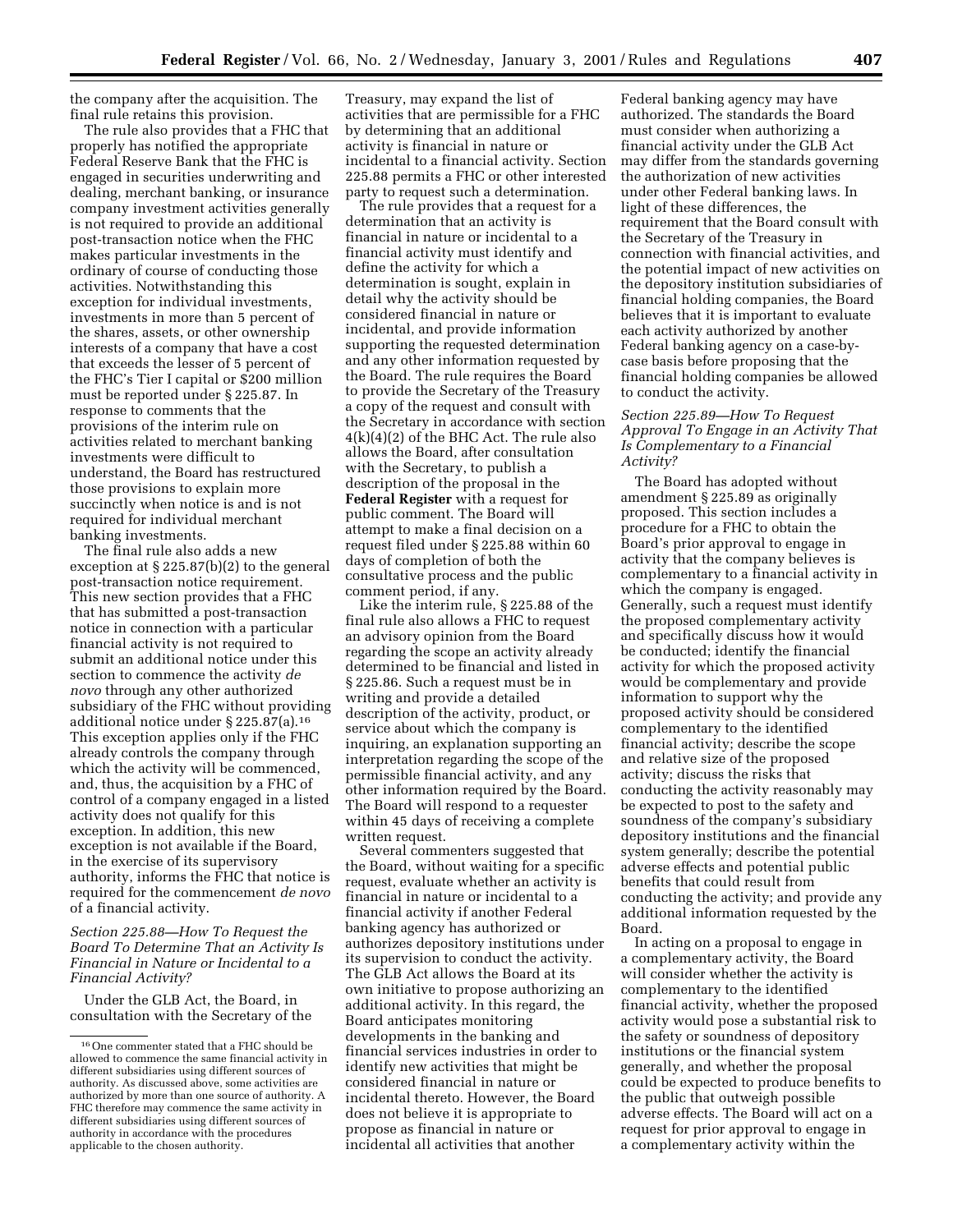the company after the acquisition. The final rule retains this provision.

The rule also provides that a FHC that properly has notified the appropriate Federal Reserve Bank that the FHC is engaged in securities underwriting and dealing, merchant banking, or insurance company investment activities generally is not required to provide an additional post-transaction notice when the FHC makes particular investments in the ordinary of course of conducting those activities. Notwithstanding this exception for individual investments, investments in more than 5 percent of the shares, assets, or other ownership interests of a company that have a cost that exceeds the lesser of 5 percent of the FHC's Tier I capital or $200 million must be reported under § 225.87. In response to comments that the provisions of the interim rule on activities related to merchant banking investments were difficult to understand, the Board has restructured those provisions to explain more succinctly when notice is and is not required for individual merchant banking investments.

The final rule also adds a new exception at § 225.87(b)(2) to the general post-transaction notice requirement. This new section provides that a FHC that has submitted a post-transaction notice in connection with a particular financial activity is not required to submit an additional notice under this section to commence the activity *de novo* through any other authorized subsidiary of the FHC without providing additional notice under § 225.87(a).[16] This exception applies only if the FHC already controls the company through which the activity will be commenced, and, thus, the acquisition by a FHC of control of a company engaged in a listed activity does not qualify for this exception. In addition, this new exception is not available if the Board, in the exercise of its supervisory authority, informs the FHC that notice is required for the commencement *de novo* of a financial activity.

### *Section 225.88—How To Request the Board To Determine That an Activity Is Financial in Nature or Incidental to a Financial Activity?*

Under the GLB Act, the Board, in consultation with the Secretary of the Treasury, may expand the list of activities that are permissible for a FHC by determining that an additional activity is financial in nature or incidental to a financial activity. Section 225.88 permits a FHC or other interested party to request such a determination.

The rule provides that a request for a determination that an activity is financial in nature or incidental to a financial activity must identify and define the activity for which a determination is sought, explain in detail why the activity should be considered financial in nature or incidental, and provide information supporting the requested determination and any other information requested by the Board. The rule requires the Board to provide the Secretary of the Treasury a copy of the request and consult with the Secretary in accordance with section 4(k)(4)(2) of the BHC Act. The rule also allows the Board, after consultation with the Secretary, to publish a description of the proposal in the **Federal Register** with a request for public comment. The Board will attempt to make a final decision on a request filed under § 225.88 within 60 days of completion of both the consultative process and the public comment period, if any.

Like the interim rule, § 225.88 of the final rule also allows a FHC to request an advisory opinion from the Board regarding the scope an activity already determined to be financial and listed in § 225.86. Such a request must be in writing and provide a detailed description of the activity, product, or service about which the company is inquiring, an explanation supporting an interpretation regarding the scope of the permissible financial activity, and any other information required by the Board. The Board will respond to a requester within 45 days of receiving a complete written request.

Several commenters suggested that the Board, without waiting for a specific request, evaluate whether an activity is financial in nature or incidental to a financial activity if another Federal banking agency has authorized or authorizes depository institutions under its supervision to conduct the activity. The GLB Act allows the Board at its own initiative to propose authorizing an additional activity. In this regard, the Board anticipates monitoring developments in the banking and financial services industries in order to identify new activities that might be considered financial in nature or incidental thereto. However, the Board does not believe it is appropriate to propose as financial in nature or incidental all activities that another Federal banking agency may have authorized. The standards the Board must consider when authorizing a financial activity under the GLB Act may differ from the standards governing the authorization of new activities under other Federal banking laws. In light of these differences, the requirement that the Board consult with the Secretary of the Treasury in connection with financial activities, and the potential impact of new activities on the depository institution subsidiaries of financial holding companies, the Board believes that it is important to evaluate each activity authorized by another Federal banking agency on a case-by-case basis before proposing that the financial holding companies be allowed to conduct the activity.

### *Section 225.89—How To Request Approval To Engage in an Activity That Is Complementary to a Financial Activity?*

The Board has adopted without amendment § 225.89 as originally proposed. This section includes a procedure for a FHC to obtain the Board's prior approval to engage in activity that the company believes is complementary to a financial activity in which the company is engaged. Generally, such a request must identify the proposed complementary activity and specifically discuss how it would be conducted; identify the financial activity for which the proposed activity would be complementary and provide information to support why the proposed activity should be considered complementary to the identified financial activity; describe the scope and relative size of the proposed activity; discuss the risks that conducting the activity reasonably may be expected to post to the safety and soundness of the company's subsidiary depository institutions and the financial system generally; describe the potential adverse effects and potential public benefits that could result from conducting the activity; and provide any additional information requested by the Board.

In acting on a proposal to engage in a complementary activity, the Board will consider whether the activity is complementary to the identified financial activity, whether the proposed activity would pose a substantial risk to the safety or soundness of depository institutions or the financial system generally, and whether the proposal could be expected to produce benefits to the public that outweigh possible adverse effects. The Board will act on a request for prior approval to engage in a complementary activity within the

---

[16] One commenter stated that a FHC should be allowed to commence the same financial activity in different subsidiaries using different sources of authority. As discussed above, some activities are authorized by more than one source of authority. A FHC therefore may commence the same activity in different subsidiaries using different sources of authority in accordance with the procedures applicable to the chosen authority.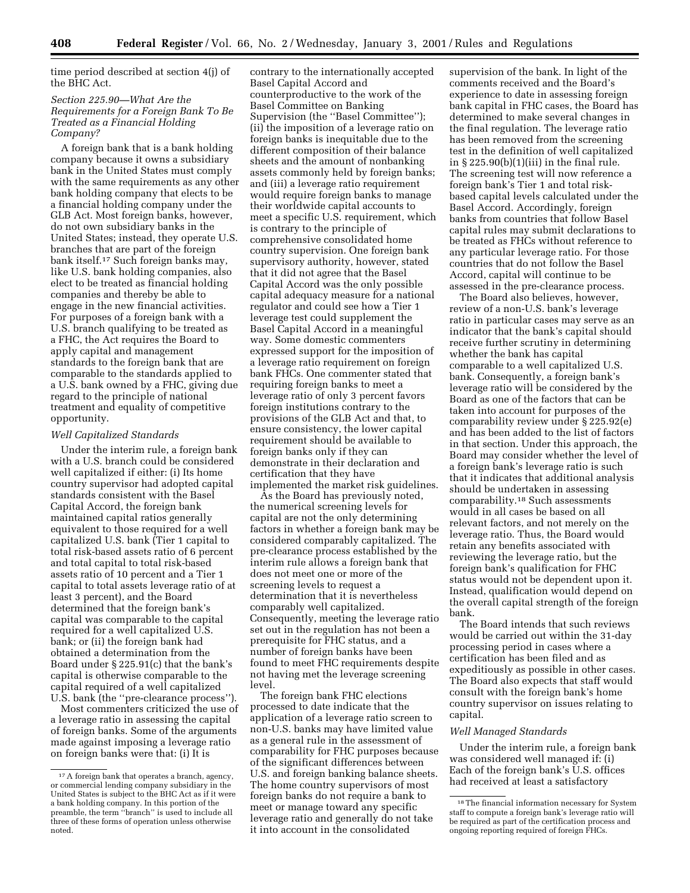time period described at section 4(j) of the BHC Act.

*Section 225.90—What Are the Requirements for a Foreign Bank To Be Treated as a Financial Holding Company?*

A foreign bank that is a bank holding company because it owns a subsidiary bank in the United States must comply with the same requirements as any other bank holding company that elects to be a financial holding company under the GLB Act. Most foreign banks, however, do not own subsidiary banks in the United States; instead, they operate U.S. branches that are part of the foreign bank itself.[17] Such foreign banks may, like U.S. bank holding companies, also elect to be treated as financial holding companies and thereby be able to engage in the new financial activities. For purposes of a foreign bank with a U.S. branch qualifying to be treated as a FHC, the Act requires the Board to apply capital and management standards to the foreign bank that are comparable to the standards applied to a U.S. bank owned by a FHC, giving due regard to the principle of national treatment and equality of competitive opportunity.

*Well Capitalized Standards*

Under the interim rule, a foreign bank with a U.S. branch could be considered well capitalized if either: (i) Its home country supervisor had adopted capital standards consistent with the Basel Capital Accord, the foreign bank maintained capital ratios generally equivalent to those required for a well capitalized U.S. bank (Tier 1 capital to total risk-based assets ratio of 6 percent and total capital to total risk-based assets ratio of 10 percent and a Tier 1 capital to total assets leverage ratio of at least 3 percent), and the Board determined that the foreign bank's capital was comparable to the capital required for a well capitalized U.S. bank; or (ii) the foreign bank had obtained a determination from the Board under § 225.91(c) that the bank's capital is otherwise comparable to the capital required of a well capitalized U.S. bank (the "pre-clearance process").

Most commenters criticized the use of a leverage ratio in assessing the capital of foreign banks. Some of the arguments made against imposing a leverage ratio on foreign banks were that: (i) It is contrary to the internationally accepted Basel Capital Accord and counterproductive to the work of the Basel Committee on Banking Supervision (the "Basel Committee"); (ii) the imposition of a leverage ratio on foreign banks is inequitable due to the different composition of their balance sheets and the amount of nonbanking assets commonly held by foreign banks; and (iii) a leverage ratio requirement would require foreign banks to manage their worldwide capital accounts to meet a specific U.S. requirement, which is contrary to the principle of comprehensive consolidated home country supervision. One foreign bank supervisory authority, however, stated that it did not agree that the Basel Capital Accord was the only possible capital adequacy measure for a national regulator and could see how a Tier 1 leverage test could supplement the Basel Capital Accord in a meaningful way. Some domestic commenters expressed support for the imposition of a leverage ratio requirement on foreign bank FHCs. One commenter stated that requiring foreign banks to meet a leverage ratio of only 3 percent favors foreign institutions contrary to the provisions of the GLB Act and that, to ensure consistency, the lower capital requirement should be available to foreign banks only if they can demonstrate in their declaration and certification that they have implemented the market risk guidelines.

As the Board has previously noted, the numerical screening levels for capital are not the only determining factors in whether a foreign bank may be considered comparably capitalized. The pre-clearance process established by the interim rule allows a foreign bank that does not meet one or more of the screening levels to request a determination that it is nevertheless comparably well capitalized. Consequently, meeting the leverage ratio set out in the regulation has not been a prerequisite for FHC status, and a number of foreign banks have been found to meet FHC requirements despite not having met the leverage screening level.

The foreign bank FHC elections processed to date indicate that the application of a leverage ratio screen to non-U.S. banks may have limited value as a general rule in the assessment of comparability for FHC purposes because of the significant differences between U.S. and foreign banking balance sheets. The home country supervisors of most foreign banks do not require a bank to meet or manage toward any specific leverage ratio and generally do not take it into account in the consolidated supervision of the bank. In light of the comments received and the Board's experience to date in assessing foreign bank capital in FHC cases, the Board has determined to make several changes in the final regulation. The leverage ratio has been removed from the screening test in the definition of well capitalized in § 225.90(b)(1)(iii) in the final rule. The screening test will now reference a foreign bank's Tier 1 and total risk-based capital levels calculated under the Basel Accord. Accordingly, foreign banks from countries that follow Basel capital rules may submit declarations to be treated as FHCs without reference to any particular leverage ratio. For those countries that do not follow the Basel Accord, capital will continue to be assessed in the pre-clearance process.

The Board also believes, however, review of a non-U.S. bank's leverage ratio in particular cases may serve as an indicator that the bank's capital should receive further scrutiny in determining whether the bank has capital comparable to a well capitalized U.S. bank. Consequently, a foreign bank's leverage ratio will be considered by the Board as one of the factors that can be taken into account for purposes of the comparability review under § 225.92(e) and has been added to the list of factors in that section. Under this approach, the Board may consider whether the level of a foreign bank's leverage ratio is such that it indicates that additional analysis should be undertaken in assessing comparability.[18] Such assessments would in all cases be based on all relevant factors, and not merely on the leverage ratio. Thus, the Board would retain any benefits associated with reviewing the leverage ratio, but the foreign bank's qualification for FHC status would not be dependent upon it. Instead, qualification would depend on the overall capital strength of the foreign bank.

The Board intends that such reviews would be carried out within the 31-day processing period in cases where a certification has been filed and as expeditiously as possible in other cases. The Board also expects that staff would consult with the foreign bank's home country supervisor on issues relating to capital.

*Well Managed Standards*

Under the interim rule, a foreign bank was considered well managed if: (i) Each of the foreign bank's U.S. offices had received at least a satisfactory

---

[17] A foreign bank that operates a branch, agency, or commercial lending company subsidiary in the United States is subject to the BHC Act as if it were a bank holding company. In this portion of the preamble, the term "branch" is used to include all three of these forms of operation unless otherwise noted.

[18] The financial information necessary for System staff to compute a foreign bank's leverage ratio will be required as part of the certification process and ongoing reporting required of foreign FHCs.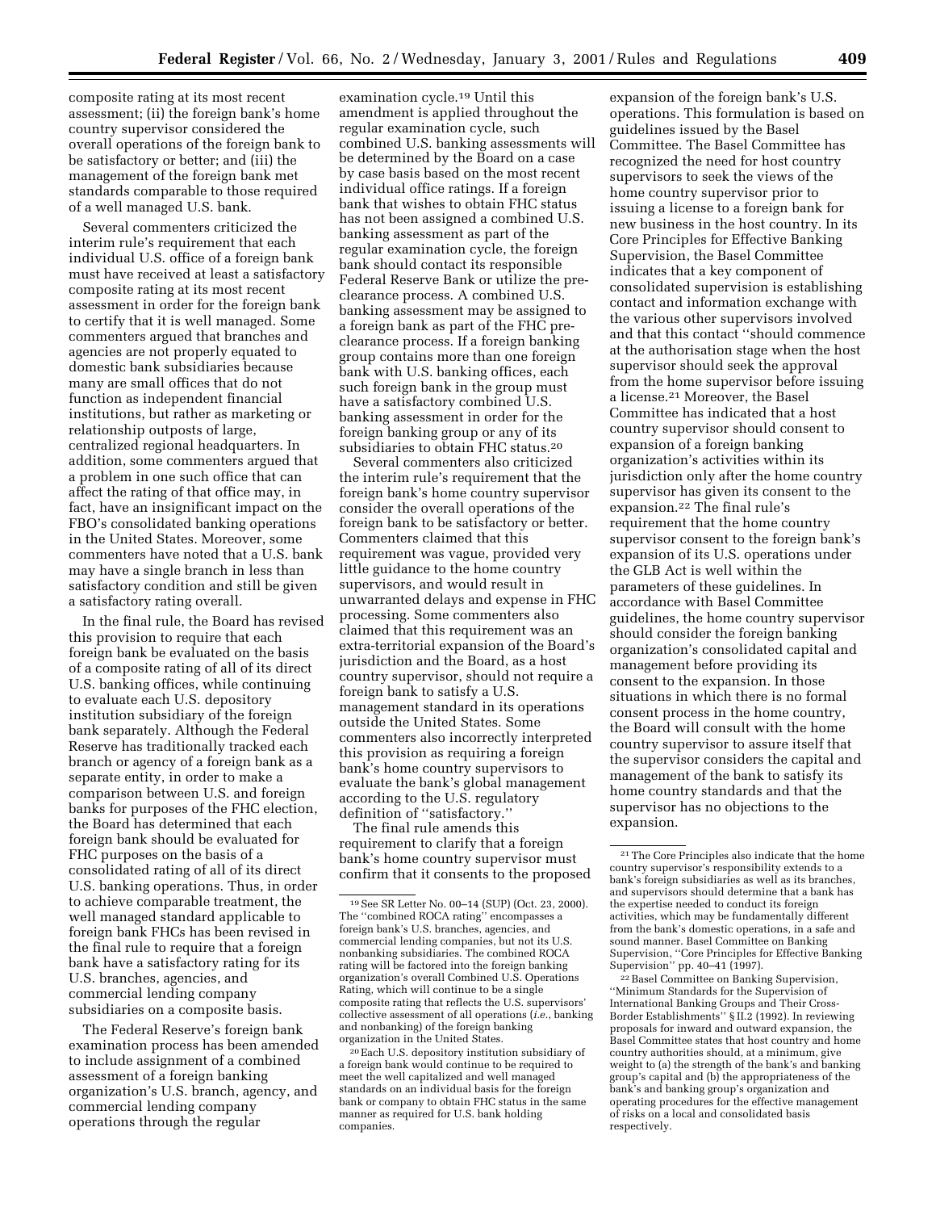composite rating at its most recent assessment; (ii) the foreign bank's home country supervisor considered the overall operations of the foreign bank to be satisfactory or better; and (iii) the management of the foreign bank met standards comparable to those required of a well managed U.S. bank.

Several commenters criticized the interim rule's requirement that each individual U.S. office of a foreign bank must have received at least a satisfactory composite rating at its most recent assessment in order for the foreign bank to certify that it is well managed. Some commenters argued that branches and agencies are not properly equated to domestic bank subsidiaries because many are small offices that do not function as independent financial institutions, but rather as marketing or relationship outposts of large, centralized regional headquarters. In addition, some commenters argued that a problem in one such office that can affect the rating of that office may, in fact, have an insignificant impact on the FBO's consolidated banking operations in the United States. Moreover, some commenters have noted that a U.S. bank may have a single branch in less than satisfactory condition and still be given a satisfactory rating overall.

In the final rule, the Board has revised this provision to require that each foreign bank be evaluated on the basis of a composite rating of all of its direct U.S. banking offices, while continuing to evaluate each U.S. depository institution subsidiary of the foreign bank separately. Although the Federal Reserve has traditionally tracked each branch or agency of a foreign bank as a separate entity, in order to make a comparison between U.S. and foreign banks for purposes of the FHC election, the Board has determined that each foreign bank should be evaluated for FHC purposes on the basis of a consolidated rating of all of its direct U.S. banking operations. Thus, in order to achieve comparable treatment, the well managed standard applicable to foreign bank FHCs has been revised in the final rule to require that a foreign bank have a satisfactory rating for its U.S. branches, agencies, and commercial lending company subsidiaries on a composite basis.

The Federal Reserve's foreign bank examination process has been amended to include assignment of a combined assessment of a foreign banking organization's U.S. branch, agency, and commercial lending company operations through the regular examination cycle.[19] Until this amendment is applied throughout the regular examination cycle, such combined U.S. banking assessments will be determined by the Board on a case by case basis based on the most recent individual office ratings. If a foreign bank that wishes to obtain FHC status has not been assigned a combined U.S. banking assessment as part of the regular examination cycle, the foreign bank should contact its responsible Federal Reserve Bank or utilize the pre-clearance process. A combined U.S. banking assessment may be assigned to a foreign bank as part of the FHC pre-clearance process. If a foreign banking group contains more than one foreign bank with U.S. banking offices, each such foreign bank in the group must have a satisfactory combined U.S. banking assessment in order for the foreign banking group or any of its subsidiaries to obtain FHC status.[20]

Several commenters also criticized the interim rule's requirement that the foreign bank's home country supervisor consider the overall operations of the foreign bank to be satisfactory or better. Commenters claimed that this requirement was vague, provided very little guidance to the home country supervisors, and would result in unwarranted delays and expense in FHC processing. Some commenters also claimed that this requirement was an extra-territorial expansion of the Board's jurisdiction and the Board, as a host country supervisor, should not require a foreign bank to satisfy a U.S. management standard in its operations outside the United States. Some commenters also incorrectly interpreted this provision as requiring a foreign bank's home country supervisors to evaluate the bank's global management according to the U.S. regulatory definition of ''satisfactory.''

The final rule amends this requirement to clarify that a foreign bank's home country supervisor must confirm that it consents to the proposed expansion of the foreign bank's U.S. operations. This formulation is based on guidelines issued by the Basel Committee. The Basel Committee has recognized the need for host country supervisors to seek the views of the home country supervisor prior to issuing a license to a foreign bank for new business in the host country. In its Core Principles for Effective Banking Supervision, the Basel Committee indicates that a key component of consolidated supervision is establishing contact and information exchange with the various other supervisors involved and that this contact ''should commence at the authorisation stage when the host supervisor should seek the approval from the home supervisor before issuing a license.[21] Moreover, the Basel Committee has indicated that a host country supervisor should consent to expansion of a foreign banking organization's activities within its jurisdiction only after the home country supervisor has given its consent to the expansion.[22] The final rule's requirement that the home country supervisor consent to the foreign bank's expansion of its U.S. operations under the GLB Act is well within the parameters of these guidelines. In accordance with Basel Committee guidelines, the home country supervisor should consider the foreign banking organization's consolidated capital and management before providing its consent to the expansion. In those situations in which there is no formal consent process in the home country, the Board will consult with the home country supervisor to assure itself that the supervisor considers the capital and management of the bank to satisfy its home country standards and that the supervisor has no objections to the expansion.

---

[19] See SR Letter No. 00–14 (SUP) (Oct. 23, 2000). The ''combined ROCA rating'' encompasses a foreign bank's U.S. branches, agencies, and commercial lending companies, but not its U.S. nonbanking subsidiaries. The combined ROCA rating will be factored into the foreign banking organization's overall Combined U.S. Operations Rating, which will continue to be a single composite rating that reflects the U.S. supervisors' collective assessment of all operations (*i.e.*, banking and nonbanking) of the foreign banking organization in the United States.

[20] Each U.S. depository institution subsidiary of a foreign bank would continue to be required to meet the well capitalized and well managed standards on an individual basis for the foreign bank or company to obtain FHC status in the same manner as required for U.S. bank holding companies.

[21] The Core Principles also indicate that the home country supervisor's responsibility extends to a bank's foreign subsidiaries as well as its branches, and supervisors should determine that a bank has the expertise needed to conduct its foreign activities, which may be fundamentally different from the bank's domestic operations, in a safe and sound manner. Basel Committee on Banking Supervision, ''Core Principles for Effective Banking Supervision'' pp. 40–41 (1997).

[22] Basel Committee on Banking Supervision, ''Minimum Standards for the Supervision of International Banking Groups and Their Cross-Border Establishments'' § II.2 (1992). In reviewing proposals for inward and outward expansion, the Basel Committee states that host country and home country authorities should, at a minimum, give weight to (a) the strength of the bank's and banking group's capital and (b) the appropriateness of the bank's and banking group's organization and operating procedures for the effective management of risks on a local and consolidated basis respectively.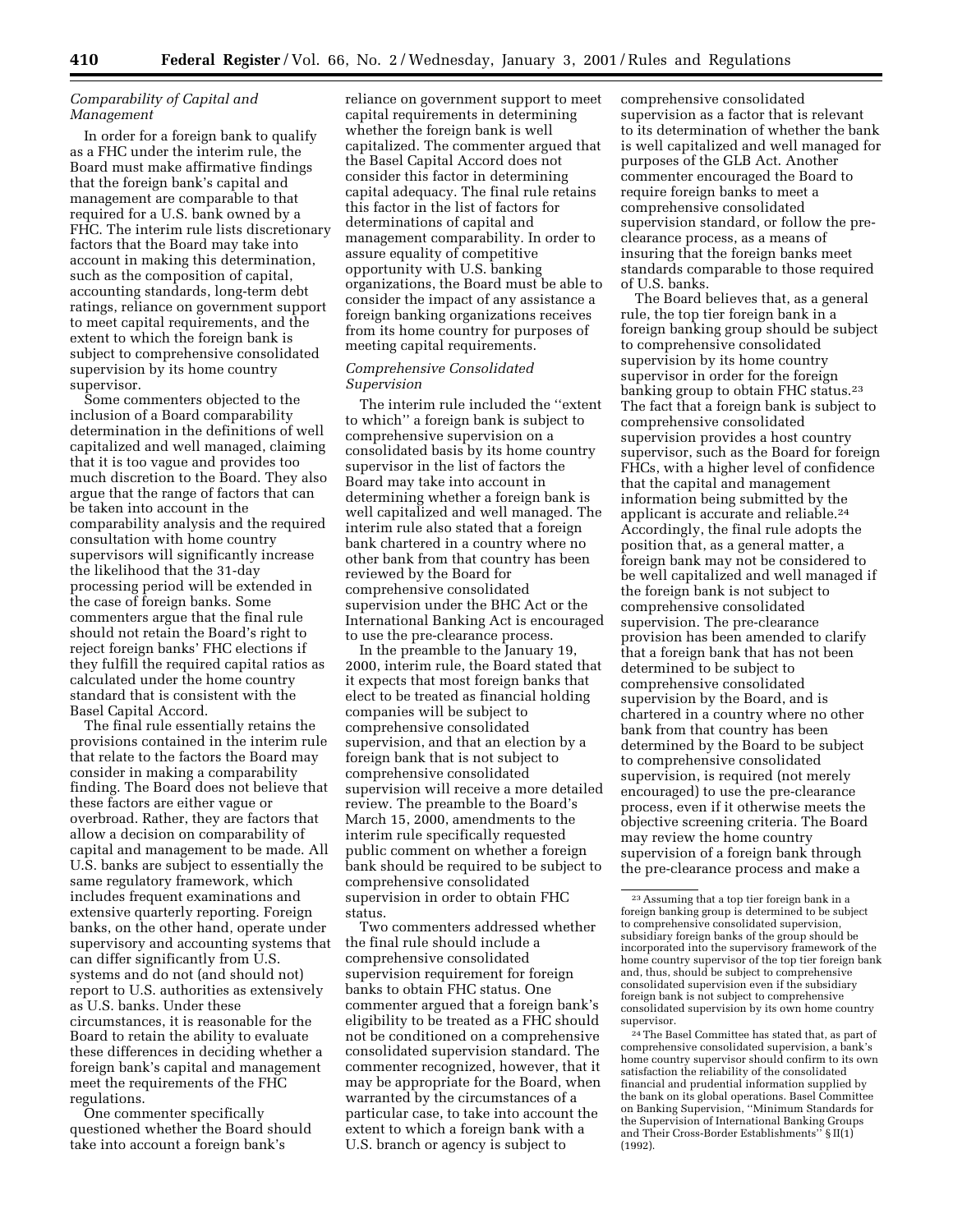*Comparability of Capital and Management*

In order for a foreign bank to qualify as a FHC under the interim rule, the Board must make affirmative findings that the foreign bank's capital and management are comparable to that required for a U.S. bank owned by a FHC. The interim rule lists discretionary factors that the Board may take into account in making this determination, such as the composition of capital, accounting standards, long-term debt ratings, reliance on government support to meet capital requirements, and the extent to which the foreign bank is subject to comprehensive consolidated supervision by its home country supervisor.

Some commenters objected to the inclusion of a Board comparability determination in the definitions of well capitalized and well managed, claiming that it is too vague and provides too much discretion to the Board. They also argue that the range of factors that can be taken into account in the comparability analysis and the required consultation with home country supervisors will significantly increase the likelihood that the 31-day processing period will be extended in the case of foreign banks. Some commenters argue that the final rule should not retain the Board's right to reject foreign banks' FHC elections if they fulfill the required capital ratios as calculated under the home country standard that is consistent with the Basel Capital Accord.

The final rule essentially retains the provisions contained in the interim rule that relate to the factors the Board may consider in making a comparability finding. The Board does not believe that these factors are either vague or overbroad. Rather, they are factors that allow a decision on comparability of capital and management to be made. All U.S. banks are subject to essentially the same regulatory framework, which includes frequent examinations and extensive quarterly reporting. Foreign banks, on the other hand, operate under supervisory and accounting systems that can differ significantly from U.S. systems and do not (and should not) report to U.S. authorities as extensively as U.S. banks. Under these circumstances, it is reasonable for the Board to retain the ability to evaluate these differences in deciding whether a foreign bank's capital and management meet the requirements of the FHC regulations.

One commenter specifically questioned whether the Board should take into account a foreign bank's reliance on government support to meet capital requirements in determining whether the foreign bank is well capitalized. The commenter argued that the Basel Capital Accord does not consider this factor in determining capital adequacy. The final rule retains this factor in the list of factors for determinations of capital and management comparability. In order to assure equality of competitive opportunity with U.S. banking organizations, the Board must be able to consider the impact of any assistance a foreign banking organizations receives from its home country for purposes of meeting capital requirements.

*Comprehensive Consolidated Supervision*

The interim rule included the ''extent to which'' a foreign bank is subject to comprehensive supervision on a consolidated basis by its home country supervisor in the list of factors the Board may take into account in determining whether a foreign bank is well capitalized and well managed. The interim rule also stated that a foreign bank chartered in a country where no other bank from that country has been reviewed by the Board for comprehensive consolidated supervision under the BHC Act or the International Banking Act is encouraged to use the pre-clearance process.

In the preamble to the January 19, 2000, interim rule, the Board stated that it expects that most foreign banks that elect to be treated as financial holding companies will be subject to comprehensive consolidated supervision, and that an election by a foreign bank that is not subject to comprehensive consolidated supervision will receive a more detailed review. The preamble to the Board's March 15, 2000, amendments to the interim rule specifically requested public comment on whether a foreign bank should be required to be subject to comprehensive consolidated supervision in order to obtain FHC status.

Two commenters addressed whether the final rule should include a comprehensive consolidated supervision requirement for foreign banks to obtain FHC status. One commenter argued that a foreign bank's eligibility to be treated as a FHC should not be conditioned on a comprehensive consolidated supervision standard. The commenter recognized, however, that it may be appropriate for the Board, when warranted by the circumstances of a particular case, to take into account the extent to which a foreign bank with a U.S. branch or agency is subject to comprehensive consolidated supervision as a factor that is relevant to its determination of whether the bank is well capitalized and well managed for purposes of the GLB Act. Another commenter encouraged the Board to require foreign banks to meet a comprehensive consolidated supervision standard, or follow the pre-clearance process, as a means of insuring that the foreign banks meet standards comparable to those required of U.S. banks.

The Board believes that, as a general rule, the top tier foreign bank in a foreign banking group should be subject to comprehensive consolidated supervision by its home country supervisor in order for the foreign banking group to obtain FHC status.[23] The fact that a foreign bank is subject to comprehensive consolidated supervision provides a host country supervisor, such as the Board for foreign FHCs, with a higher level of confidence that the capital and management information being submitted by the applicant is accurate and reliable.[24] Accordingly, the final rule adopts the position that, as a general matter, a foreign bank may not be considered to be well capitalized and well managed if the foreign bank is not subject to comprehensive consolidated supervision. The pre-clearance provision has been amended to clarify that a foreign bank that has not been determined to be subject to comprehensive consolidated supervision by the Board, and is chartered in a country where no other bank from that country has been determined by the Board to be subject to comprehensive consolidated supervision, is required (not merely encouraged) to use the pre-clearance process, even if it otherwise meets the objective screening criteria. The Board may review the home country supervision of a foreign bank through the pre-clearance process and make a

[23] Assuming that a top tier foreign bank in a foreign banking group is determined to be subject to comprehensive consolidated supervision, subsidiary foreign banks of the group should be incorporated into the supervisory framework of the home country supervisor of the top tier foreign bank and, thus, should be subject to comprehensive consolidated supervision even if the subsidiary foreign bank is not subject to comprehensive consolidated supervision by its own home country supervisor.

[24] The Basel Committee has stated that, as part of comprehensive consolidated supervision, a bank's home country supervisor should confirm to its own satisfaction the reliability of the consolidated financial and prudential information supplied by the bank on its global operations. Basel Committee on Banking Supervision, ''Minimum Standards for the Supervision of International Banking Groups and Their Cross-Border Establishments'' § II(1) (1992).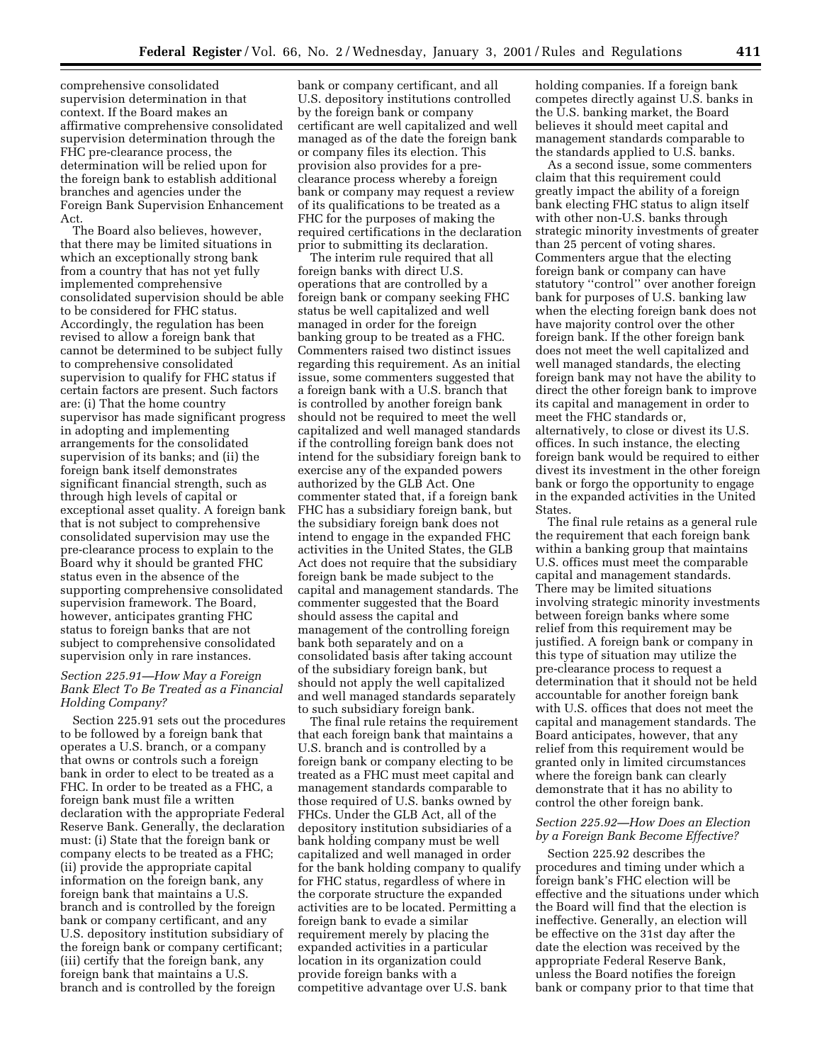comprehensive consolidated supervision determination in that context. If the Board makes an affirmative comprehensive consolidated supervision determination through the FHC pre-clearance process, the determination will be relied upon for the foreign bank to establish additional branches and agencies under the Foreign Bank Supervision Enhancement Act.

The Board also believes, however, that there may be limited situations in which an exceptionally strong bank from a country that has not yet fully implemented comprehensive consolidated supervision should be able to be considered for FHC status. Accordingly, the regulation has been revised to allow a foreign bank that cannot be determined to be subject fully to comprehensive consolidated supervision to qualify for FHC status if certain factors are present. Such factors are: (i) That the home country supervisor has made significant progress in adopting and implementing arrangements for the consolidated supervision of its banks; and (ii) the foreign bank itself demonstrates significant financial strength, such as through high levels of capital or exceptional asset quality. A foreign bank that is not subject to comprehensive consolidated supervision may use the pre-clearance process to explain to the Board why it should be granted FHC status even in the absence of the supporting comprehensive consolidated supervision framework. The Board, however, anticipates granting FHC status to foreign banks that are not subject to comprehensive consolidated supervision only in rare instances.

*Section 225.91—How May a Foreign Bank Elect To Be Treated as a Financial Holding Company?*

Section 225.91 sets out the procedures to be followed by a foreign bank that operates a U.S. branch, or a company that owns or controls such a foreign bank in order to elect to be treated as a FHC. In order to be treated as a FHC, a foreign bank must file a written declaration with the appropriate Federal Reserve Bank. Generally, the declaration must: (i) State that the foreign bank or company elects to be treated as a FHC; (ii) provide the appropriate capital information on the foreign bank, any foreign bank that maintains a U.S. branch and is controlled by the foreign bank or company certificant, and any U.S. depository institution subsidiary of the foreign bank or company certificant; (iii) certify that the foreign bank, any foreign bank that maintains a U.S. branch and is controlled by the foreign bank or company certificant, and all U.S. depository institutions controlled by the foreign bank or company certificant are well capitalized and well managed as of the date the foreign bank or company files its election. This provision also provides for a pre-clearance process whereby a foreign bank or company may request a review of its qualifications to be treated as a FHC for the purposes of making the required certifications in the declaration prior to submitting its declaration.

The interim rule required that all foreign banks with direct U.S. operations that are controlled by a foreign bank or company seeking FHC status be well capitalized and well managed in order for the foreign banking group to be treated as a FHC. Commenters raised two distinct issues regarding this requirement. As an initial issue, some commenters suggested that a foreign bank with a U.S. branch that is controlled by another foreign bank should not be required to meet the well capitalized and well managed standards if the controlling foreign bank does not intend for the subsidiary foreign bank to exercise any of the expanded powers authorized by the GLB Act. One commenter stated that, if a foreign bank FHC has a subsidiary foreign bank, but the subsidiary foreign bank does not intend to engage in the expanded FHC activities in the United States, the GLB Act does not require that the subsidiary foreign bank be made subject to the capital and management standards. The commenter suggested that the Board should assess the capital and management of the controlling foreign bank both separately and on a consolidated basis after taking account of the subsidiary foreign bank, but should not apply the well capitalized and well managed standards separately to such subsidiary foreign bank.

The final rule retains the requirement that each foreign bank that maintains a U.S. branch and is controlled by a foreign bank or company electing to be treated as a FHC must meet capital and management standards comparable to those required of U.S. banks owned by FHCs. Under the GLB Act, all of the depository institution subsidiaries of a bank holding company must be well capitalized and well managed in order for the bank holding company to qualify for FHC status, regardless of where in the corporate structure the expanded activities are to be located. Permitting a foreign bank to evade a similar requirement merely by placing the expanded activities in a particular location in its organization could provide foreign banks with a competitive advantage over U.S. bank holding companies. If a foreign bank competes directly against U.S. banks in the U.S. banking market, the Board believes it should meet capital and management standards comparable to the standards applied to U.S. banks.

As a second issue, some commenters claim that this requirement could greatly impact the ability of a foreign bank electing FHC status to align itself with other non-U.S. banks through strategic minority investments of greater than 25 percent of voting shares. Commenters argue that the electing foreign bank or company can have statutory "control" over another foreign bank for purposes of U.S. banking law when the electing foreign bank does not have majority control over the other foreign bank. If the other foreign bank does not meet the well capitalized and well managed standards, the electing foreign bank may not have the ability to direct the other foreign bank to improve its capital and management in order to meet the FHC standards or, alternatively, to close or divest its U.S. offices. In such instance, the electing foreign bank would be required to either divest its investment in the other foreign bank or forgo the opportunity to engage in the expanded activities in the United States.

The final rule retains as a general rule the requirement that each foreign bank within a banking group that maintains U.S. offices must meet the comparable capital and management standards. There may be limited situations involving strategic minority investments between foreign banks where some relief from this requirement may be justified. A foreign bank or company in this type of situation may utilize the pre-clearance process to request a determination that it should not be held accountable for another foreign bank with U.S. offices that does not meet the capital and management standards. The Board anticipates, however, that any relief from this requirement would be granted only in limited circumstances where the foreign bank can clearly demonstrate that it has no ability to control the other foreign bank.

*Section 225.92—How Does an Election by a Foreign Bank Become Effective?*

Section 225.92 describes the procedures and timing under which a foreign bank's FHC election will be effective and the situations under which the Board will find that the election is ineffective. Generally, an election will be effective on the 31st day after the date the election was received by the appropriate Federal Reserve Bank, unless the Board notifies the foreign bank or company prior to that time that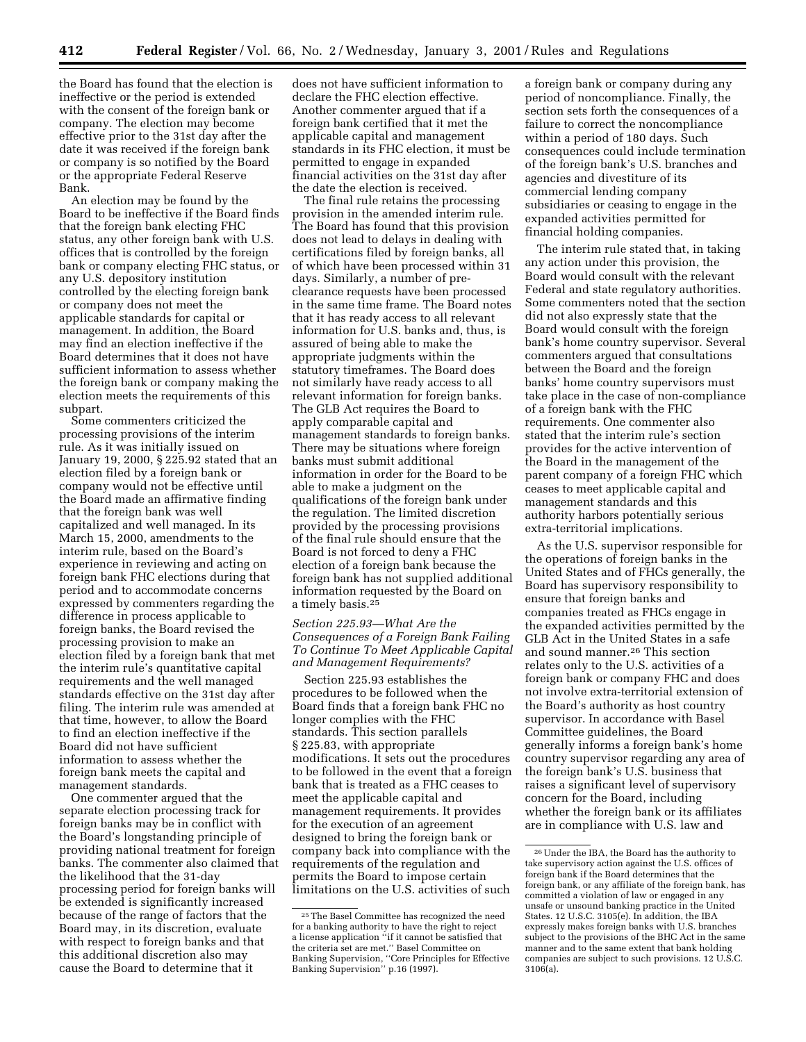the Board has found that the election is ineffective or the period is extended with the consent of the foreign bank or company. The election may become effective prior to the 31st day after the date it was received if the foreign bank or company is so notified by the Board or the appropriate Federal Reserve Bank.

An election may be found by the Board to be ineffective if the Board finds that the foreign bank electing FHC status, any other foreign bank with U.S. offices that is controlled by the foreign bank or company electing FHC status, or any U.S. depository institution controlled by the electing foreign bank or company does not meet the applicable standards for capital or management. In addition, the Board may find an election ineffective if the Board determines that it does not have sufficient information to assess whether the foreign bank or company making the election meets the requirements of this subpart.

Some commenters criticized the processing provisions of the interim rule. As it was initially issued on January 19, 2000, § 225.92 stated that an election filed by a foreign bank or company would not be effective until the Board made an affirmative finding that the foreign bank was well capitalized and well managed. In its March 15, 2000, amendments to the interim rule, based on the Board's experience in reviewing and acting on foreign bank FHC elections during that period and to accommodate concerns expressed by commenters regarding the difference in process applicable to foreign banks, the Board revised the processing provision to make an election filed by a foreign bank that met the interim rule's quantitative capital requirements and the well managed standards effective on the 31st day after filing. The interim rule was amended at that time, however, to allow the Board to find an election ineffective if the Board did not have sufficient information to assess whether the foreign bank meets the capital and management standards.

One commenter argued that the separate election processing track for foreign banks may be in conflict with the Board's longstanding principle of providing national treatment for foreign banks. The commenter also claimed that the likelihood that the 31-day processing period for foreign banks will be extended is significantly increased because of the range of factors that the Board may, in its discretion, evaluate with respect to foreign banks and that this additional discretion also may cause the Board to determine that it does not have sufficient information to declare the FHC election effective. Another commenter argued that if a foreign bank certified that it met the applicable capital and management standards in its FHC election, it must be permitted to engage in expanded financial activities on the 31st day after the date the election is received.

The final rule retains the processing provision in the amended interim rule. The Board has found that this provision does not lead to delays in dealing with certifications filed by foreign banks, all of which have been processed within 31 days. Similarly, a number of pre-clearance requests have been processed in the same time frame. The Board notes that it has ready access to all relevant information for U.S. banks and, thus, is assured of being able to make the appropriate judgments within the statutory timeframes. The Board does not similarly have ready access to all relevant information for foreign banks. The GLB Act requires the Board to apply comparable capital and management standards to foreign banks. There may be situations where foreign banks must submit additional information in order for the Board to be able to make a judgment on the qualifications of the foreign bank under the regulation. The limited discretion provided by the processing provisions of the final rule should ensure that the Board is not forced to deny a FHC election of a foreign bank because the foreign bank has not supplied additional information requested by the Board on a timely basis.[25]

### *Section 225.93—What Are the Consequences of a Foreign Bank Failing To Continue To Meet Applicable Capital and Management Requirements?*

Section 225.93 establishes the procedures to be followed when the Board finds that a foreign bank FHC no longer complies with the FHC standards. This section parallels § 225.83, with appropriate modifications. It sets out the procedures to be followed in the event that a foreign bank that is treated as a FHC ceases to meet the applicable capital and management requirements. It provides for the execution of an agreement designed to bring the foreign bank or company back into compliance with the requirements of the regulation and permits the Board to impose certain limitations on the U.S. activities of such a foreign bank or company during any period of noncompliance. Finally, the section sets forth the consequences of a failure to correct the noncompliance within a period of 180 days. Such consequences could include termination of the foreign bank's U.S. branches and agencies and divestiture of its commercial lending company subsidiaries or ceasing to engage in the expanded activities permitted for financial holding companies.

The interim rule stated that, in taking any action under this provision, the Board would consult with the relevant Federal and state regulatory authorities. Some commenters noted that the section did not also expressly state that the Board would consult with the foreign bank's home country supervisor. Several commenters argued that consultations between the Board and the foreign banks' home country supervisors must take place in the case of non-compliance of a foreign bank with the FHC requirements. One commenter also stated that the interim rule's section provides for the active intervention of the Board in the management of the parent company of a foreign FHC which ceases to meet applicable capital and management standards and this authority harbors potentially serious extra-territorial implications.

As the U.S. supervisor responsible for the operations of foreign banks in the United States and of FHCs generally, the Board has supervisory responsibility to ensure that foreign banks and companies treated as FHCs engage in the expanded activities permitted by the GLB Act in the United States in a safe and sound manner.[26] This section relates only to the U.S. activities of a foreign bank or company FHC and does not involve extra-territorial extension of the Board's authority as host country supervisor. In accordance with Basel Committee guidelines, the Board generally informs a foreign bank's home country supervisor regarding any area of the foreign bank's U.S. business that raises a significant level of supervisory concern for the Board, including whether the foreign bank or its affiliates are in compliance with U.S. law and

---

[25] The Basel Committee has recognized the need for a banking authority to have the right to reject a license application "if it cannot be satisfied that the criteria set are met." Basel Committee on Banking Supervision, "Core Principles for Effective Banking Supervision" p.16 (1997).

[26] Under the IBA, the Board has the authority to take supervisory action against the U.S. offices of foreign bank if the Board determines that the foreign bank, or any affiliate of the foreign bank, has committed a violation of law or engaged in any unsafe or unsound banking practice in the United States. 12 U.S.C. 3105(e). In addition, the IBA expressly makes foreign banks with U.S. branches subject to the provisions of the BHC Act in the same manner and to the same extent that bank holding companies are subject to such provisions. 12 U.S.C. 3106(a).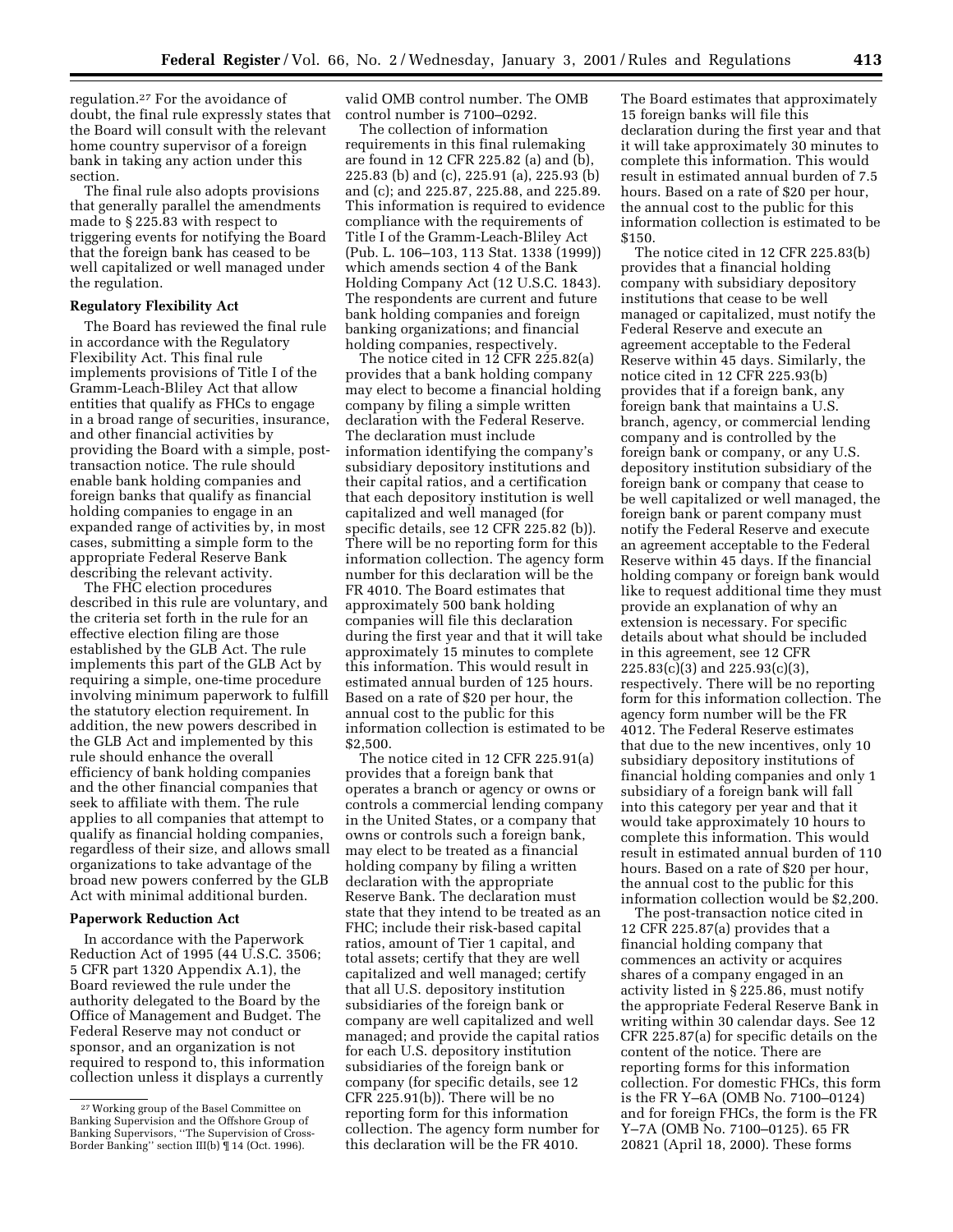regulation.[27] For the avoidance of doubt, the final rule expressly states that the Board will consult with the relevant home country supervisor of a foreign bank in taking any action under this section.

The final rule also adopts provisions that generally parallel the amendments made to § 225.83 with respect to triggering events for notifying the Board that the foreign bank has ceased to be well capitalized or well managed under the regulation.

**Regulatory Flexibility Act**

The Board has reviewed the final rule in accordance with the Regulatory Flexibility Act. This final rule implements provisions of Title I of the Gramm-Leach-Bliley Act that allow entities that qualify as FHCs to engage in a broad range of securities, insurance, and other financial activities by providing the Board with a simple, post-transaction notice. The rule should enable bank holding companies and foreign banks that qualify as financial holding companies to engage in an expanded range of activities by, in most cases, submitting a simple form to the appropriate Federal Reserve Bank describing the relevant activity.

The FHC election procedures described in this rule are voluntary, and the criteria set forth in the rule for an effective election filing are those established by the GLB Act. The rule implements this part of the GLB Act by requiring a simple, one-time procedure involving minimum paperwork to fulfill the statutory election requirement. In addition, the new powers described in the GLB Act and implemented by this rule should enhance the overall efficiency of bank holding companies and the other financial companies that seek to affiliate with them. The rule applies to all companies that attempt to qualify as financial holding companies, regardless of their size, and allows small organizations to take advantage of the broad new powers conferred by the GLB Act with minimal additional burden.

**Paperwork Reduction Act**

In accordance with the Paperwork Reduction Act of 1995 (44 U.S.C. 3506; 5 CFR part 1320 Appendix A.1), the Board reviewed the rule under the authority delegated to the Board by the Office of Management and Budget. The Federal Reserve may not conduct or sponsor, and an organization is not required to respond to, this information collection unless it displays a currently valid OMB control number. The OMB control number is 7100–0292.

The collection of information requirements in this final rulemaking are found in 12 CFR 225.82 (a) and (b), 225.83 (b) and (c), 225.91 (a), 225.93 (b) and (c); and 225.87, 225.88, and 225.89. This information is required to evidence compliance with the requirements of Title I of the Gramm-Leach-Bliley Act (Pub. L. 106–103, 113 Stat. 1338 (1999)) which amends section 4 of the Bank Holding Company Act (12 U.S.C. 1843). The respondents are current and future bank holding companies and foreign banking organizations; and financial holding companies, respectively.

The notice cited in 12 CFR 225.82(a) provides that a bank holding company may elect to become a financial holding company by filing a simple written declaration with the Federal Reserve. The declaration must include information identifying the company's subsidiary depository institutions and their capital ratios, and a certification that each depository institution is well capitalized and well managed (for specific details, see 12 CFR 225.82 (b)). There will be no reporting form for this information collection. The agency form number for this declaration will be the FR 4010. The Board estimates that approximately 500 bank holding companies will file this declaration during the first year and that it will take approximately 15 minutes to complete this information. This would result in estimated annual burden of 125 hours. Based on a rate of $20 per hour, the annual cost to the public for this information collection is estimated to be $2,500.

The notice cited in 12 CFR 225.91(a) provides that a foreign bank that operates a branch or agency or owns or controls a commercial lending company in the United States, or a company that owns or controls such a foreign bank, may elect to be treated as a financial holding company by filing a written declaration with the appropriate Reserve Bank. The declaration must state that they intend to be treated as an FHC; include their risk-based capital ratios, amount of Tier 1 capital, and total assets; certify that they are well capitalized and well managed; certify that all U.S. depository institution subsidiaries of the foreign bank or company are well capitalized and well managed; and provide the capital ratios for each U.S. depository institution subsidiaries of the foreign bank or company (for specific details, see 12 CFR 225.91(b)). There will be no reporting form for this information collection. The agency form number for this declaration will be the FR 4010. The Board estimates that approximately 15 foreign banks will file this declaration during the first year and that it will take approximately 30 minutes to complete this information. This would result in estimated annual burden of 7.5 hours. Based on a rate of $20 per hour, the annual cost to the public for this information collection is estimated to be $150.

The notice cited in 12 CFR 225.83(b) provides that a financial holding company with subsidiary depository institutions that cease to be well managed or capitalized, must notify the Federal Reserve and execute an agreement acceptable to the Federal Reserve within 45 days. Similarly, the notice cited in 12 CFR 225.93(b) provides that if a foreign bank, any foreign bank that maintains a U.S. branch, agency, or commercial lending company and is controlled by the foreign bank or company, or any U.S. depository institution subsidiary of the foreign bank or company that cease to be well capitalized or well managed, the foreign bank or parent company must notify the Federal Reserve and execute an agreement acceptable to the Federal Reserve within 45 days. If the financial holding company or foreign bank would like to request additional time they must provide an explanation of why an extension is necessary. For specific details about what should be included in this agreement, see 12 CFR 225.83(c)(3) and 225.93(c)(3), respectively. There will be no reporting form for this information collection. The agency form number will be the FR 4012. The Federal Reserve estimates that due to the new incentives, only 10 subsidiary depository institutions of financial holding companies and only 1 subsidiary of a foreign bank will fall into this category per year and that it would take approximately 10 hours to complete this information. This would result in estimated annual burden of 110 hours. Based on a rate of $20 per hour, the annual cost to the public for this information collection would be $2,200.

The post-transaction notice cited in 12 CFR 225.87(a) provides that a financial holding company that commences an activity or acquires shares of a company engaged in an activity listed in § 225.86, must notify the appropriate Federal Reserve Bank in writing within 30 calendar days. See 12 CFR 225.87(a) for specific details on the content of the notice. There are reporting forms for this information collection. For domestic FHCs, this form is the FR Y–6A (OMB No. 7100–0124) and for foreign FHCs, the form is the FR Y–7A (OMB No. 7100–0125). 65 FR 20821 (April 18, 2000). These forms

[27] Working group of the Basel Committee on Banking Supervision and the Offshore Group of Banking Supervisors, "The Supervision of Cross-Border Banking" section III(b) ¶ 14 (Oct. 1996).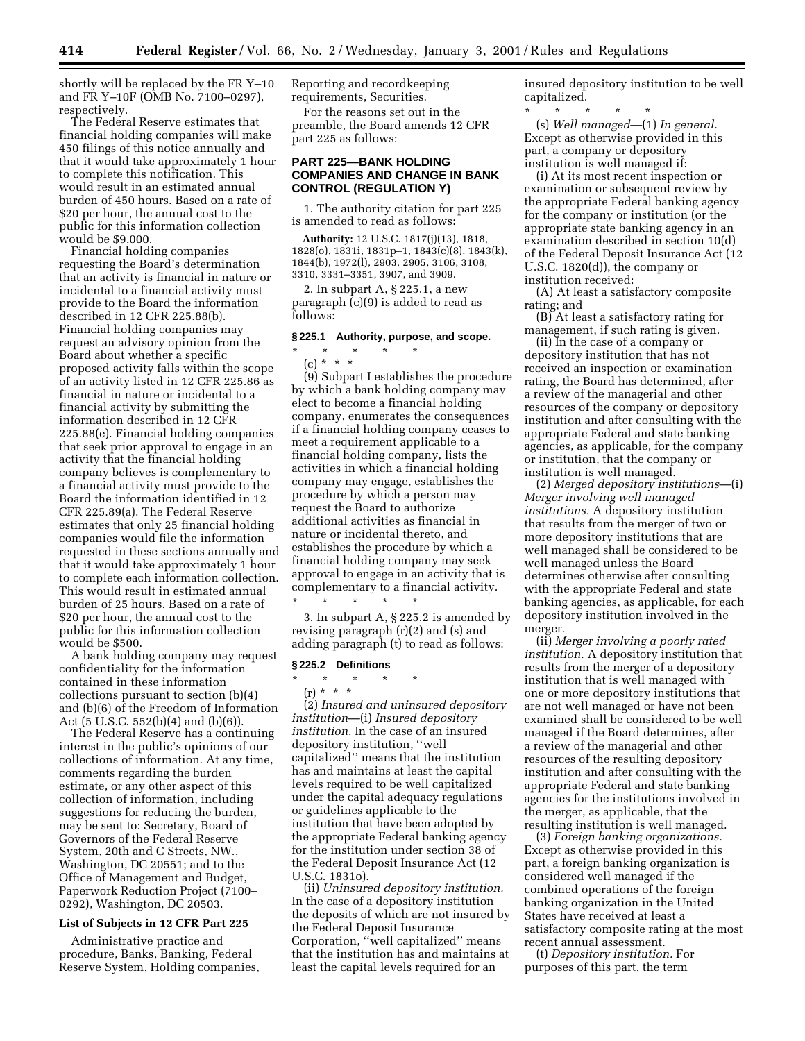shortly will be replaced by the FR Y–10 and FR Y–10F (OMB No. 7100–0297), respectively.

The Federal Reserve estimates that financial holding companies will make 450 filings of this notice annually and that it would take approximately 1 hour to complete this notification. This would result in an estimated annual burden of 450 hours. Based on a rate of $20 per hour, the annual cost to the public for this information collection would be $9,000.

Financial holding companies requesting the Board's determination that an activity is financial in nature or incidental to a financial activity must provide to the Board the information described in 12 CFR 225.88(b). Financial holding companies may request an advisory opinion from the Board about whether a specific proposed activity falls within the scope of an activity listed in 12 CFR 225.86 as financial in nature or incidental to a financial activity by submitting the information described in 12 CFR 225.88(e). Financial holding companies that seek prior approval to engage in an activity that the financial holding company believes is complementary to a financial activity must provide to the Board the information identified in 12 CFR 225.89(a). The Federal Reserve estimates that only 25 financial holding companies would file the information requested in these sections annually and that it would take approximately 1 hour to complete each information collection. This would result in estimated annual burden of 25 hours. Based on a rate of $20 per hour, the annual cost to the public for this information collection would be $500.

A bank holding company may request confidentiality for the information contained in these information collections pursuant to section (b)(4) and (b)(6) of the Freedom of Information Act (5 U.S.C. 552(b)(4) and (b)(6)).

The Federal Reserve has a continuing interest in the public's opinions of our collections of information. At any time, comments regarding the burden estimate, or any other aspect of this collection of information, including suggestions for reducing the burden, may be sent to: Secretary, Board of Governors of the Federal Reserve System, 20th and C Streets, NW., Washington, DC 20551; and to the Office of Management and Budget, Paperwork Reduction Project (7100–0292), Washington, DC 20503.

**List of Subjects in 12 CFR Part 225**

Administrative practice and procedure, Banks, Banking, Federal Reserve System, Holding companies, Reporting and recordkeeping requirements, Securities.

For the reasons set out in the preamble, the Board amends 12 CFR part 225 as follows:

## PART 225—BANK HOLDING COMPANIES AND CHANGE IN BANK CONTROL (REGULATION Y)

1. The authority citation for part 225 is amended to read as follows:

**Authority:** 12 U.S.C. 1817(j)(13), 1818, 1828(o), 1831i, 1831p–1, 1843(c)(8), 1843(k), 1844(b), 1972(l), 2903, 2905, 3106, 3108, 3310, 3331–3351, 3907, and 3909.

2. In subpart A, § 225.1, a new paragraph (c)(9) is added to read as follows:

### § 225.1 Authority, purpose, and scope.

\* \* \* \* \*

(c) \* \* \*

(9) Subpart I establishes the procedure by which a bank holding company may elect to become a financial holding company, enumerates the consequences if a financial holding company ceases to meet a requirement applicable to a financial holding company, lists the activities in which a financial holding company may engage, establishes the procedure by which a person may request the Board to authorize additional activities as financial in nature or incidental thereto, and establishes the procedure by which a financial holding company may seek approval to engage in an activity that is complementary to a financial activity.

\* \* \* \* \*

3. In subpart A, § 225.2 is amended by revising paragraph (r)(2) and (s) and adding paragraph (t) to read as follows:

### § 225.2 Definitions

\* \* \* \* \*

(r) \* \* \*

(2) *Insured and uninsured depository institution*—(i) *Insured depository institution.* In the case of an insured depository institution, "well capitalized" means that the institution has and maintains at least the capital levels required to be well capitalized under the capital adequacy regulations or guidelines applicable to the institution that have been adopted by the appropriate Federal banking agency for the institution under section 38 of the Federal Deposit Insurance Act (12 U.S.C. 1831o).

(ii) *Uninsured depository institution.* In the case of a depository institution the deposits of which are not insured by the Federal Deposit Insurance Corporation, "well capitalized" means that the institution has and maintains at least the capital levels required for an insured depository institution to be well capitalized.

\* \* \* \* \*

(s) *Well managed*—(1) *In general.* Except as otherwise provided in this part, a company or depository institution is well managed if:

(i) At its most recent inspection or examination or subsequent review by the appropriate Federal banking agency for the company or institution (or the appropriate state banking agency in an examination described in section 10(d) of the Federal Deposit Insurance Act (12 U.S.C. 1820(d)), the company or institution received:

(A) At least a satisfactory composite rating; and

(B) At least a satisfactory rating for management, if such rating is given.

(ii) In the case of a company or depository institution that has not received an inspection or examination rating, the Board has determined, after a review of the managerial and other resources of the company or depository institution and after consulting with the appropriate Federal and state banking agencies, as applicable, for the company or institution, that the company or institution is well managed.

(2) *Merged depository institutions*—(i) *Merger involving well managed institutions.* A depository institution that results from the merger of two or more depository institutions that are well managed shall be considered to be well managed unless the Board determines otherwise after consulting with the appropriate Federal and state banking agencies, as applicable, for each depository institution involved in the merger.

(ii) *Merger involving a poorly rated institution.* A depository institution that results from the merger of a depository institution that is well managed with one or more depository institutions that are not well managed or have not been examined shall be considered to be well managed if the Board determines, after a review of the managerial and other resources of the resulting depository institution and after consulting with the appropriate Federal and state banking agencies for the institutions involved in the merger, as applicable, that the resulting institution is well managed.

(3) *Foreign banking organizations.* Except as otherwise provided in this part, a foreign banking organization is considered well managed if the combined operations of the foreign banking organization in the United States have received at least a satisfactory composite rating at the most recent annual assessment.

(t) *Depository institution.* For purposes of this part, the term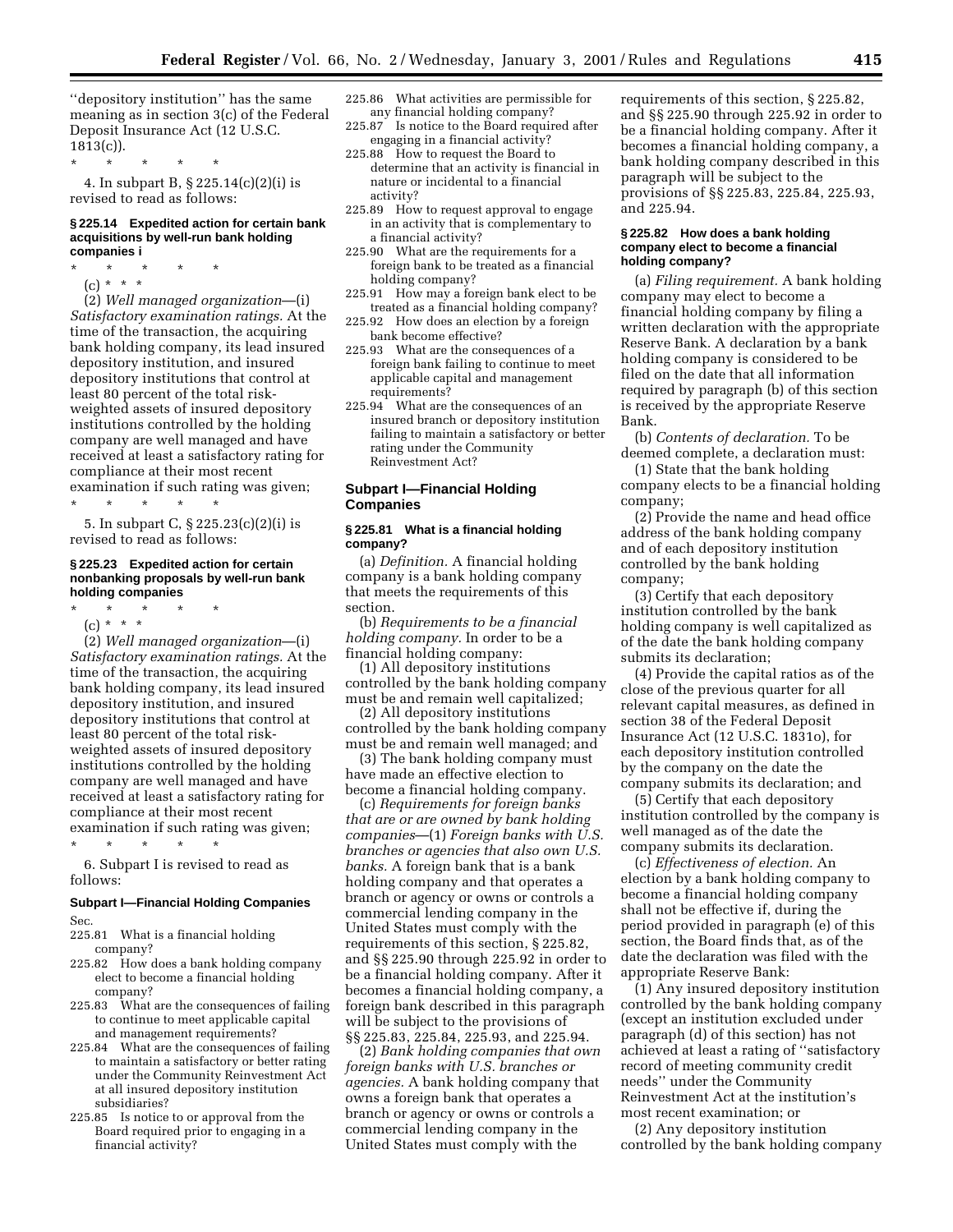''depository institution'' has the same meaning as in section 3(c) of the Federal Deposit Insurance Act (12 U.S.C. 1813(c)).

\* \* \* \* \*

4. In subpart B, § 225.14(c)(2)(i) is revised to read as follows:

**§ 225.14 Expedited action for certain bank acquisitions by well-run bank holding companies i**

\* \* \* \* \*

(c) \* \* \*

(2) *Well managed organization*—(i) *Satisfactory examination ratings.* At the time of the transaction, the acquiring bank holding company, its lead insured depository institution, and insured depository institutions that control at least 80 percent of the total risk-weighted assets of insured depository institutions controlled by the holding company are well managed and have received at least a satisfactory rating for compliance at their most recent examination if such rating was given;

\* \* \* \* \*

5. In subpart C, § 225.23(c)(2)(i) is revised to read as follows:

**§ 225.23 Expedited action for certain nonbanking proposals by well-run bank holding companies**

\* \* \* \* \*

(c) \* \* \*

(2) *Well managed organization*—(i) *Satisfactory examination ratings.* At the time of the transaction, the acquiring bank holding company, its lead insured depository institution, and insured depository institutions that control at least 80 percent of the total risk-weighted assets of insured depository institutions controlled by the holding company are well managed and have received at least a satisfactory rating for compliance at their most recent examination if such rating was given;

\* \* \* \* \*

6. Subpart I is revised to read as follows:

**Subpart I—Financial Holding Companies**

Sec.
225.81 What is a financial holding company?
225.82 How does a bank holding company elect to become a financial holding company?
225.83 What are the consequences of failing to continue to meet applicable capital and management requirements?
225.84 What are the consequences of failing to maintain a satisfactory or better rating under the Community Reinvestment Act at all insured depository institution subsidiaries?
225.85 Is notice to or approval from the Board required prior to engaging in a financial activity?
225.86 What activities are permissible for any financial holding company?
225.87 Is notice to the Board required after engaging in a financial activity?
225.88 How to request the Board to determine that an activity is financial in nature or incidental to a financial activity?
225.89 How to request approval to engage in an activity that is complementary to a financial activity?
225.90 What are the requirements for a foreign bank to be treated as a financial holding company?
225.91 How may a foreign bank elect to be treated as a financial holding company?
225.92 How does an election by a foreign bank become effective?
225.93 What are the consequences of a foreign bank failing to continue to meet applicable capital and management requirements?
225.94 What are the consequences of an insured branch or depository institution failing to maintain a satisfactory or better rating under the Community Reinvestment Act?

## Subpart I—Financial Holding Companies

**§ 225.81 What is a financial holding company?**

(a) *Definition.* A financial holding company is a bank holding company that meets the requirements of this section.

(b) *Requirements to be a financial holding company.* In order to be a financial holding company:

(1) All depository institutions controlled by the bank holding company must be and remain well capitalized;

(2) All depository institutions controlled by the bank holding company must be and remain well managed; and

(3) The bank holding company must have made an effective election to become a financial holding company.

(c) *Requirements for foreign banks that are or are owned by bank holding companies*—(1) *Foreign banks with U.S. branches or agencies that also own U.S. banks.* A foreign bank that is a bank holding company and that operates a branch or agency or owns or controls a commercial lending company in the United States must comply with the requirements of this section, § 225.82, and §§ 225.90 through 225.92 in order to be a financial holding company. After it becomes a financial holding company, a foreign bank described in this paragraph will be subject to the provisions of §§ 225.83, 225.84, 225.93, and 225.94.

(2) *Bank holding companies that own foreign banks with U.S. branches or agencies.* A bank holding company that owns a foreign bank that operates a branch or agency or owns or controls a commercial lending company in the United States must comply with the requirements of this section, § 225.82, and §§ 225.90 through 225.92 in order to be a financial holding company. After it becomes a financial holding company, a bank holding company described in this paragraph will be subject to the provisions of §§ 225.83, 225.84, 225.93, and 225.94.

**§ 225.82 How does a bank holding company elect to become a financial holding company?**

(a) *Filing requirement.* A bank holding company may elect to become a financial holding company by filing a written declaration with the appropriate Reserve Bank. A declaration by a bank holding company is considered to be filed on the date that all information required by paragraph (b) of this section is received by the appropriate Reserve Bank.

(b) *Contents of declaration.* To be deemed complete, a declaration must:

(1) State that the bank holding company elects to be a financial holding company;

(2) Provide the name and head office address of the bank holding company and of each depository institution controlled by the bank holding company;

(3) Certify that each depository institution controlled by the bank holding company is well capitalized as of the date the bank holding company submits its declaration;

(4) Provide the capital ratios as of the close of the previous quarter for all relevant capital measures, as defined in section 38 of the Federal Deposit Insurance Act (12 U.S.C. 1831o), for each depository institution controlled by the company on the date the company submits its declaration; and

(5) Certify that each depository institution controlled by the company is well managed as of the date the company submits its declaration.

(c) *Effectiveness of election.* An election by a bank holding company to become a financial holding company shall not be effective if, during the period provided in paragraph (e) of this section, the Board finds that, as of the date the declaration was filed with the appropriate Reserve Bank:

(1) Any insured depository institution controlled by the bank holding company (except an institution excluded under paragraph (d) of this section) has not achieved at least a rating of ''satisfactory record of meeting community credit needs'' under the Community Reinvestment Act at the institution's most recent examination; or

(2) Any depository institution controlled by the bank holding company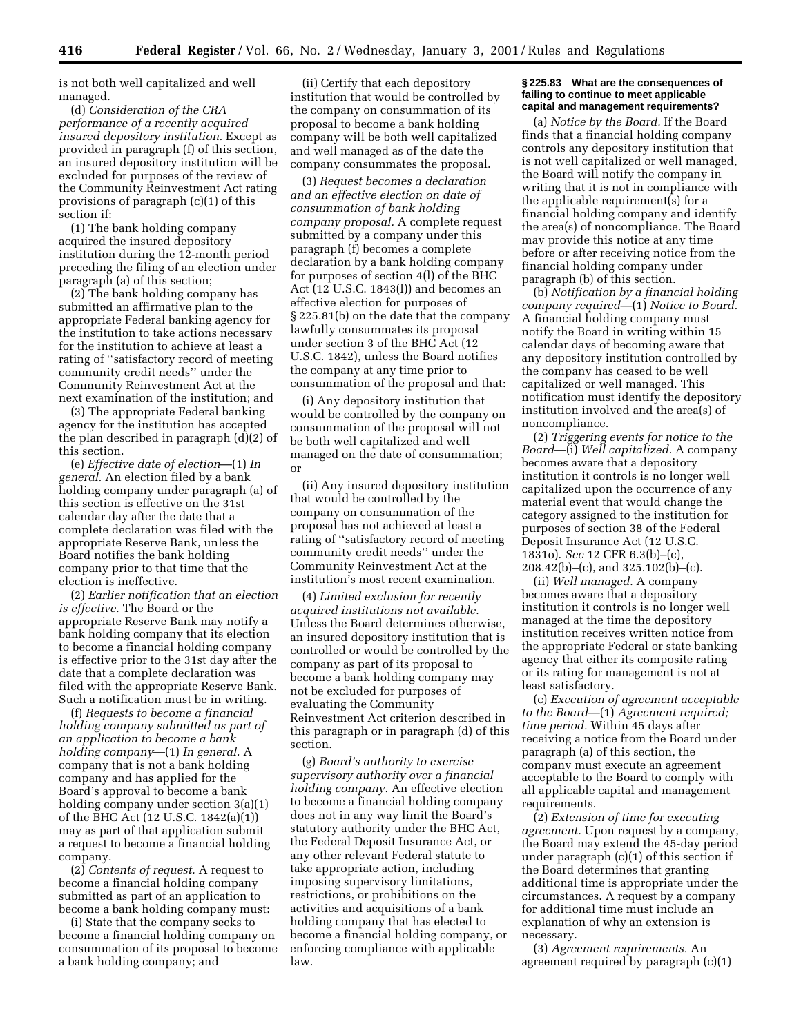is not both well capitalized and well managed.

(d) *Consideration of the CRA performance of a recently acquired insured depository institution.* Except as provided in paragraph (f) of this section, an insured depository institution will be excluded for purposes of the review of the Community Reinvestment Act rating provisions of paragraph (c)(1) of this section if:

(1) The bank holding company acquired the insured depository institution during the 12-month period preceding the filing of an election under paragraph (a) of this section;

(2) The bank holding company has submitted an affirmative plan to the appropriate Federal banking agency for the institution to take actions necessary for the institution to achieve at least a rating of ''satisfactory record of meeting community credit needs'' under the Community Reinvestment Act at the next examination of the institution; and

(3) The appropriate Federal banking agency for the institution has accepted the plan described in paragraph (d)(2) of this section.

(e) *Effective date of election*—(1) *In general.* An election filed by a bank holding company under paragraph (a) of this section is effective on the 31st calendar day after the date that a complete declaration was filed with the appropriate Reserve Bank, unless the Board notifies the bank holding company prior to that time that the election is ineffective.

(2) *Earlier notification that an election is effective.* The Board or the appropriate Reserve Bank may notify a bank holding company that its election to become a financial holding company is effective prior to the 31st day after the date that a complete declaration was filed with the appropriate Reserve Bank. Such a notification must be in writing.

(f) *Requests to become a financial holding company submitted as part of an application to become a bank holding company*—(1) *In general.* A company that is not a bank holding company and has applied for the Board's approval to become a bank holding company under section 3(a)(1) of the BHC Act (12 U.S.C. 1842(a)(1)) may as part of that application submit a request to become a financial holding company.

(2) *Contents of request.* A request to become a financial holding company submitted as part of an application to become a bank holding company must:

(i) State that the company seeks to become a financial holding company on consummation of its proposal to become a bank holding company; and

(ii) Certify that each depository institution that would be controlled by the company on consummation of its proposal to become a bank holding company will be both well capitalized and well managed as of the date the company consummates the proposal.

(3) *Request becomes a declaration and an effective election on date of consummation of bank holding company proposal.* A complete request submitted by a company under this paragraph (f) becomes a complete declaration by a bank holding company for purposes of section 4(l) of the BHC Act (12 U.S.C. 1843(l)) and becomes an effective election for purposes of § 225.81(b) on the date that the company lawfully consummates its proposal under section 3 of the BHC Act (12 U.S.C. 1842), unless the Board notifies the company at any time prior to consummation of the proposal and that:

(i) Any depository institution that would be controlled by the company on consummation of the proposal will not be both well capitalized and well managed on the date of consummation; or

(ii) Any insured depository institution that would be controlled by the company on consummation of the proposal has not achieved at least a rating of ''satisfactory record of meeting community credit needs'' under the Community Reinvestment Act at the institution's most recent examination.

(4) *Limited exclusion for recently acquired institutions not available.* Unless the Board determines otherwise, an insured depository institution that is controlled or would be controlled by the company as part of its proposal to become a bank holding company may not be excluded for purposes of evaluating the Community Reinvestment Act criterion described in this paragraph or in paragraph (d) of this section.

(g) *Board's authority to exercise supervisory authority over a financial holding company.* An effective election to become a financial holding company does not in any way limit the Board's statutory authority under the BHC Act, the Federal Deposit Insurance Act, or any other relevant Federal statute to take appropriate action, including imposing supervisory limitations, restrictions, or prohibitions on the activities and acquisitions of a bank holding company that has elected to become a financial holding company, or enforcing compliance with applicable law.

### § 225.83 What are the consequences of failing to continue to meet applicable capital and management requirements?

(a) *Notice by the Board.* If the Board finds that a financial holding company controls any depository institution that is not well capitalized or well managed, the Board will notify the company in writing that it is not in compliance with the applicable requirement(s) for a financial holding company and identify the area(s) of noncompliance. The Board may provide this notice at any time before or after receiving notice from the financial holding company under paragraph (b) of this section.

(b) *Notification by a financial holding company required*—(1) *Notice to Board.* A financial holding company must notify the Board in writing within 15 calendar days of becoming aware that any depository institution controlled by the company has ceased to be well capitalized or well managed. This notification must identify the depository institution involved and the area(s) of noncompliance.

(2) *Triggering events for notice to the Board*—(i) *Well capitalized.* A company becomes aware that a depository institution it controls is no longer well capitalized upon the occurrence of any material event that would change the category assigned to the institution for purposes of section 38 of the Federal Deposit Insurance Act (12 U.S.C. 1831o). *See* 12 CFR 6.3(b)–(c), 208.42(b)–(c), and 325.102(b)–(c).

(ii) *Well managed.* A company becomes aware that a depository institution it controls is no longer well managed at the time the depository institution receives written notice from the appropriate Federal or state banking agency that either its composite rating or its rating for management is not at least satisfactory.

(c) *Execution of agreement acceptable to the Board*—(1) *Agreement required; time period.* Within 45 days after receiving a notice from the Board under paragraph (a) of this section, the company must execute an agreement acceptable to the Board to comply with all applicable capital and management requirements.

(2) *Extension of time for executing agreement.* Upon request by a company, the Board may extend the 45-day period under paragraph (c)(1) of this section if the Board determines that granting additional time is appropriate under the circumstances. A request by a company for additional time must include an explanation of why an extension is necessary.

(3) *Agreement requirements.* An agreement required by paragraph (c)(1)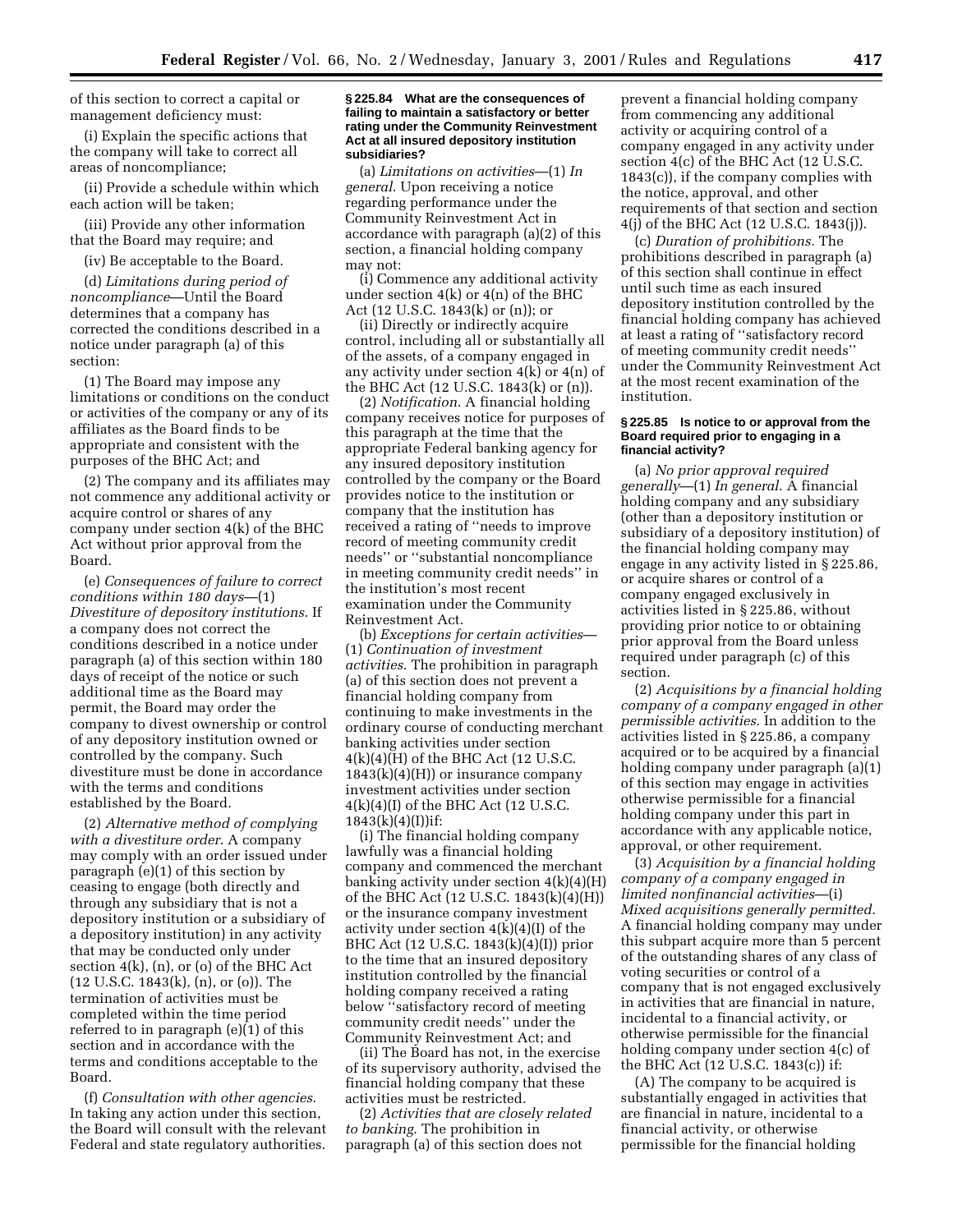of this section to correct a capital or management deficiency must:

(i) Explain the specific actions that the company will take to correct all areas of noncompliance;

(ii) Provide a schedule within which each action will be taken;

(iii) Provide any other information that the Board may require; and

(iv) Be acceptable to the Board.

(d) *Limitations during period of noncompliance*—Until the Board determines that a company has corrected the conditions described in a notice under paragraph (a) of this section:

(1) The Board may impose any limitations or conditions on the conduct or activities of the company or any of its affiliates as the Board finds to be appropriate and consistent with the purposes of the BHC Act; and

(2) The company and its affiliates may not commence any additional activity or acquire control or shares of any company under section 4(k) of the BHC Act without prior approval from the Board.

(e) *Consequences of failure to correct conditions within 180 days*—(1) *Divestiture of depository institutions.* If a company does not correct the conditions described in a notice under paragraph (a) of this section within 180 days of receipt of the notice or such additional time as the Board may permit, the Board may order the company to divest ownership or control of any depository institution owned or controlled by the company. Such divestiture must be done in accordance with the terms and conditions established by the Board.

(2) *Alternative method of complying with a divestiture order.* A company may comply with an order issued under paragraph (e)(1) of this section by ceasing to engage (both directly and through any subsidiary that is not a depository institution or a subsidiary of a depository institution) in any activity that may be conducted only under section 4(k), (n), or (o) of the BHC Act (12 U.S.C. 1843(k), (n), or (o)). The termination of activities must be completed within the time period referred to in paragraph (e)(1) of this section and in accordance with the terms and conditions acceptable to the Board.

(f) *Consultation with other agencies.* In taking any action under this section, the Board will consult with the relevant Federal and state regulatory authorities.

### § 225.84 What are the consequences of failing to maintain a satisfactory or better rating under the Community Reinvestment Act at all insured depository institution subsidiaries?

(a) *Limitations on activities*—(1) *In general.* Upon receiving a notice regarding performance under the Community Reinvestment Act in accordance with paragraph (a)(2) of this section, a financial holding company may not:

(i) Commence any additional activity under section 4(k) or 4(n) of the BHC Act (12 U.S.C. 1843(k) or (n)); or

(ii) Directly or indirectly acquire control, including all or substantially all of the assets, of a company engaged in any activity under section 4(k) or 4(n) of the BHC Act (12 U.S.C. 1843(k) or (n)).

(2) *Notification.* A financial holding company receives notice for purposes of this paragraph at the time that the appropriate Federal banking agency for any insured depository institution controlled by the company or the Board provides notice to the institution or company that the institution has received a rating of ''needs to improve record of meeting community credit needs'' or ''substantial noncompliance in meeting community credit needs'' in the institution's most recent examination under the Community Reinvestment Act.

(b) *Exceptions for certain activities*—(1) *Continuation of investment activities.* The prohibition in paragraph (a) of this section does not prevent a financial holding company from continuing to make investments in the ordinary course of conducting merchant banking activities under section 4(k)(4)(H) of the BHC Act (12 U.S.C. 1843(k)(4)(H)) or insurance company investment activities under section 4(k)(4)(I) of the BHC Act (12 U.S.C. 1843(k)(4)(I))if:

(i) The financial holding company lawfully was a financial holding company and commenced the merchant banking activity under section 4(k)(4)(H) of the BHC Act (12 U.S.C. 1843(k)(4)(H)) or the insurance company investment activity under section 4(k)(4)(I) of the BHC Act (12 U.S.C. 1843(k)(4)(I)) prior to the time that an insured depository institution controlled by the financial holding company received a rating below ''satisfactory record of meeting community credit needs'' under the Community Reinvestment Act; and

(ii) The Board has not, in the exercise of its supervisory authority, advised the financial holding company that these activities must be restricted.

(2) *Activities that are closely related to banking.* The prohibition in paragraph (a) of this section does not prevent a financial holding company from commencing any additional activity or acquiring control of a company engaged in any activity under section 4(c) of the BHC Act (12 U.S.C. 1843(c)), if the company complies with the notice, approval, and other requirements of that section and section 4(j) of the BHC Act (12 U.S.C. 1843(j)).

(c) *Duration of prohibitions.* The prohibitions described in paragraph (a) of this section shall continue in effect until such time as each insured depository institution controlled by the financial holding company has achieved at least a rating of ''satisfactory record of meeting community credit needs'' under the Community Reinvestment Act at the most recent examination of the institution.

### § 225.85 Is notice to or approval from the Board required prior to engaging in a financial activity?

(a) *No prior approval required generally*—(1) *In general.* A financial holding company and any subsidiary (other than a depository institution or subsidiary of a depository institution) of the financial holding company may engage in any activity listed in § 225.86, or acquire shares or control of a company engaged exclusively in activities listed in § 225.86, without providing prior notice to or obtaining prior approval from the Board unless required under paragraph (c) of this section.

(2) *Acquisitions by a financial holding company of a company engaged in other permissible activities.* In addition to the activities listed in § 225.86, a company acquired or to be acquired by a financial holding company under paragraph (a)(1) of this section may engage in activities otherwise permissible for a financial holding company under this part in accordance with any applicable notice, approval, or other requirement.

(3) *Acquisition by a financial holding company of a company engaged in limited nonfinancial activities*—(i) *Mixed acquisitions generally permitted.* A financial holding company may under this subpart acquire more than 5 percent of the outstanding shares of any class of voting securities or control of a company that is not engaged exclusively in activities that are financial in nature, incidental to a financial activity, or otherwise permissible for the financial holding company under section 4(c) of the BHC Act (12 U.S.C. 1843(c)) if:

(A) The company to be acquired is substantially engaged in activities that are financial in nature, incidental to a financial activity, or otherwise permissible for the financial holding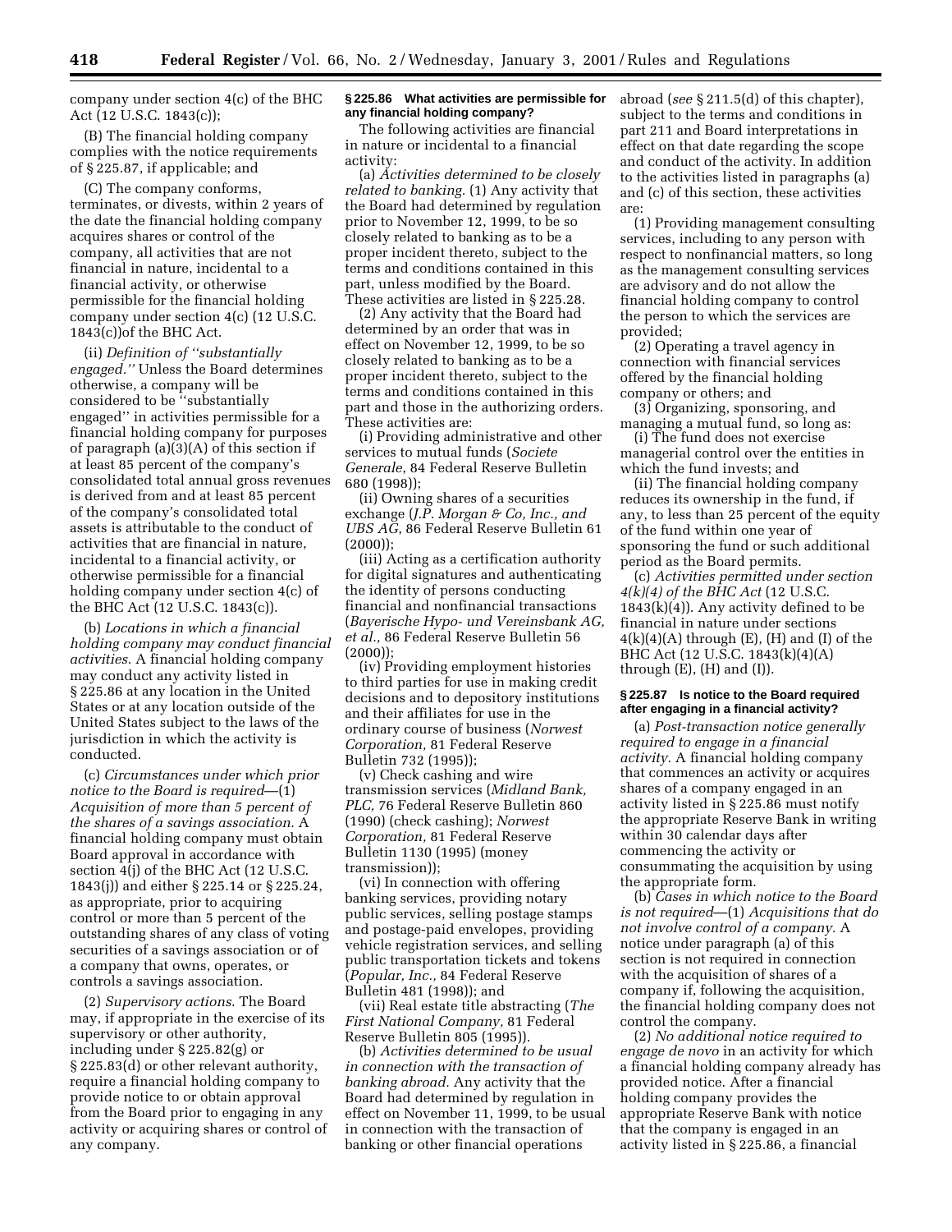company under section 4(c) of the BHC Act (12 U.S.C. 1843(c));

(B) The financial holding company complies with the notice requirements of § 225.87, if applicable; and

(C) The company conforms, terminates, or divests, within 2 years of the date the financial holding company acquires shares or control of the company, all activities that are not financial in nature, incidental to a financial activity, or otherwise permissible for the financial holding company under section 4(c) (12 U.S.C. 1843(c))of the BHC Act.

(ii) *Definition of ''substantially engaged.''* Unless the Board determines otherwise, a company will be considered to be ''substantially engaged'' in activities permissible for a financial holding company for purposes of paragraph (a)(3)(A) of this section if at least 85 percent of the company's consolidated total annual gross revenues is derived from and at least 85 percent of the company's consolidated total assets is attributable to the conduct of activities that are financial in nature, incidental to a financial activity, or otherwise permissible for a financial holding company under section 4(c) of the BHC Act (12 U.S.C. 1843(c)).

(b) *Locations in which a financial holding company may conduct financial activities.* A financial holding company may conduct any activity listed in § 225.86 at any location in the United States or at any location outside of the United States subject to the laws of the jurisdiction in which the activity is conducted.

(c) *Circumstances under which prior notice to the Board is required*—(1) *Acquisition of more than 5 percent of the shares of a savings association.* A financial holding company must obtain Board approval in accordance with section 4(j) of the BHC Act (12 U.S.C. 1843(j)) and either § 225.14 or § 225.24, as appropriate, prior to acquiring control or more than 5 percent of the outstanding shares of any class of voting securities of a savings association or of a company that owns, operates, or controls a savings association.

(2) *Supervisory actions*. The Board may, if appropriate in the exercise of its supervisory or other authority, including under § 225.82(g) or § 225.83(d) or other relevant authority, require a financial holding company to provide notice to or obtain approval from the Board prior to engaging in any activity or acquiring shares or control of any company.

**§ 225.86 What activities are permissible for any financial holding company?**

The following activities are financial in nature or incidental to a financial activity:

(a) *Activities determined to be closely related to banking.* (1) Any activity that the Board had determined by regulation prior to November 12, 1999, to be so closely related to banking as to be a proper incident thereto, subject to the terms and conditions contained in this part, unless modified by the Board. These activities are listed in § 225.28.

(2) Any activity that the Board had determined by an order that was in effect on November 12, 1999, to be so closely related to banking as to be a proper incident thereto, subject to the terms and conditions contained in this part and those in the authorizing orders. These activities are:

(i) Providing administrative and other services to mutual funds (*Societe Generale*, 84 Federal Reserve Bulletin 680 (1998));

(ii) Owning shares of a securities exchange (*J.P. Morgan & Co, Inc., and UBS AG*, 86 Federal Reserve Bulletin 61 (2000));

(iii) Acting as a certification authority for digital signatures and authenticating the identity of persons conducting financial and nonfinancial transactions (*Bayerische Hypo- und Vereinsbank AG, et al.,* 86 Federal Reserve Bulletin 56 (2000));

(iv) Providing employment histories to third parties for use in making credit decisions and to depository institutions and their affiliates for use in the ordinary course of business (*Norwest Corporation*, 81 Federal Reserve Bulletin 732 (1995));

(v) Check cashing and wire transmission services (*Midland Bank, PLC,* 76 Federal Reserve Bulletin 860 (1990) (check cashing); *Norwest Corporation,* 81 Federal Reserve Bulletin 1130 (1995) (money transmission));

(vi) In connection with offering banking services, providing notary public services, selling postage stamps and postage-paid envelopes, providing vehicle registration services, and selling public transportation tickets and tokens (*Popular, Inc.,* 84 Federal Reserve Bulletin 481 (1998)); and

(vii) Real estate title abstracting (*The First National Company,* 81 Federal Reserve Bulletin 805 (1995)).

(b) *Activities determined to be usual in connection with the transaction of banking abroad.* Any activity that the Board had determined by regulation in effect on November 11, 1999, to be usual in connection with the transaction of banking or other financial operations abroad (*see* § 211.5(d) of this chapter), subject to the terms and conditions in part 211 and Board interpretations in effect on that date regarding the scope and conduct of the activity. In addition to the activities listed in paragraphs (a) and (c) of this section, these activities are:

(1) Providing management consulting services, including to any person with respect to nonfinancial matters, so long as the management consulting services are advisory and do not allow the financial holding company to control the person to which the services are provided;

(2) Operating a travel agency in connection with financial services offered by the financial holding company or others; and

(3) Organizing, sponsoring, and managing a mutual fund, so long as:

(i) The fund does not exercise managerial control over the entities in which the fund invests; and

(ii) The financial holding company reduces its ownership in the fund, if any, to less than 25 percent of the equity of the fund within one year of sponsoring the fund or such additional period as the Board permits.

(c) *Activities permitted under section 4(k)(4) of the BHC Act* (12 U.S.C. 1843(k)(4)). Any activity defined to be financial in nature under sections 4(k)(4)(A) through (E), (H) and (I) of the BHC Act (12 U.S.C. 1843(k)(4)(A) through (E), (H) and (I)).

**§ 225.87 Is notice to the Board required after engaging in a financial activity?**

(a) *Post-transaction notice generally required to engage in a financial activity.* A financial holding company that commences an activity or acquires shares of a company engaged in an activity listed in § 225.86 must notify the appropriate Reserve Bank in writing within 30 calendar days after commencing the activity or consummating the acquisition by using the appropriate form.

(b) *Cases in which notice to the Board is not required*—(1) *Acquisitions that do not involve control of a company.* A notice under paragraph (a) of this section is not required in connection with the acquisition of shares of a company if, following the acquisition, the financial holding company does not control the company.

(2) *No additional notice required to engage de novo* in an activity for which a financial holding company already has provided notice. After a financial holding company provides the appropriate Reserve Bank with notice that the company is engaged in an activity listed in § 225.86, a financial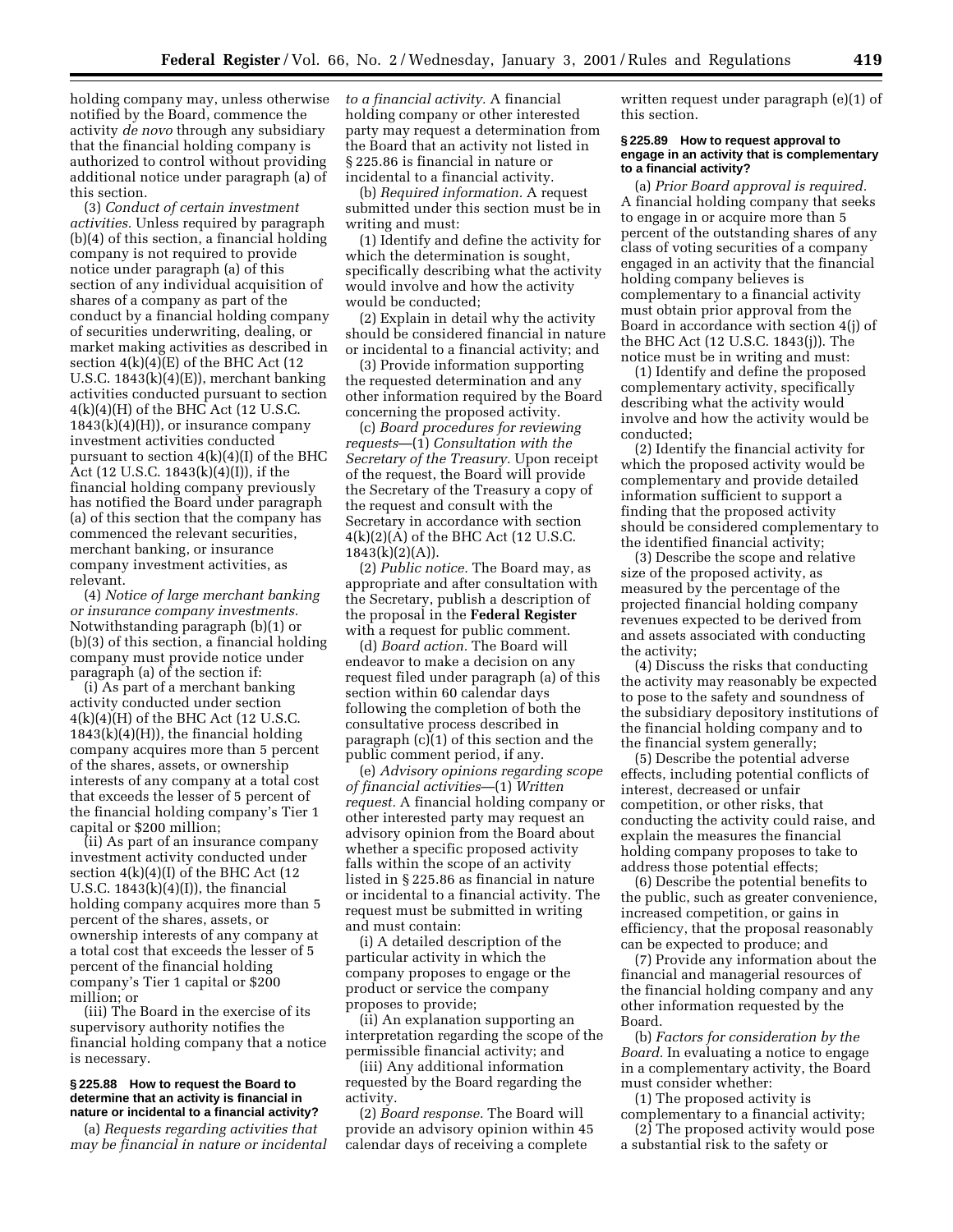holding company may, unless otherwise notified by the Board, commence the activity *de novo* through any subsidiary that the financial holding company is authorized to control without providing additional notice under paragraph (a) of this section.

(3) *Conduct of certain investment activities.* Unless required by paragraph (b)(4) of this section, a financial holding company is not required to provide notice under paragraph (a) of this section of any individual acquisition of shares of a company as part of the conduct by a financial holding company of securities underwriting, dealing, or market making activities as described in section 4(k)(4)(E) of the BHC Act (12 U.S.C. 1843(k)(4)(E)), merchant banking activities conducted pursuant to section 4(k)(4)(H) of the BHC Act (12 U.S.C. 1843(k)(4)(H)), or insurance company investment activities conducted pursuant to section 4(k)(4)(I) of the BHC Act (12 U.S.C. 1843(k)(4)(I)), if the financial holding company previously has notified the Board under paragraph (a) of this section that the company has commenced the relevant securities, merchant banking, or insurance company investment activities, as relevant.

(4) *Notice of large merchant banking or insurance company investments.* Notwithstanding paragraph (b)(1) or (b)(3) of this section, a financial holding company must provide notice under paragraph (a) of the section if:

(i) As part of a merchant banking activity conducted under section 4(k)(4)(H) of the BHC Act (12 U.S.C. 1843(k)(4)(H)), the financial holding company acquires more than 5 percent of the shares, assets, or ownership interests of any company at a total cost that exceeds the lesser of 5 percent of the financial holding company's Tier 1 capital or $200 million;

(ii) As part of an insurance company investment activity conducted under section 4(k)(4)(I) of the BHC Act (12 U.S.C. 1843(k)(4)(I)), the financial holding company acquires more than 5 percent of the shares, assets, or ownership interests of any company at a total cost that exceeds the lesser of 5 percent of the financial holding company's Tier 1 capital or $200 million; or

(iii) The Board in the exercise of its supervisory authority notifies the financial holding company that a notice is necessary.

### § 225.88 How to request the Board to determine that an activity is financial in nature or incidental to a financial activity?

(a) *Requests regarding activities that may be financial in nature or incidental to a financial activity.* A financial holding company or other interested party may request a determination from the Board that an activity not listed in § 225.86 is financial in nature or incidental to a financial activity.

(b) *Required information.* A request submitted under this section must be in writing and must:

(1) Identify and define the activity for which the determination is sought, specifically describing what the activity would involve and how the activity would be conducted;

(2) Explain in detail why the activity should be considered financial in nature or incidental to a financial activity; and

(3) Provide information supporting the requested determination and any other information required by the Board concerning the proposed activity.

(c) *Board procedures for reviewing requests*—(1) *Consultation with the Secretary of the Treasury.* Upon receipt of the request, the Board will provide the Secretary of the Treasury a copy of the request and consult with the Secretary in accordance with section 4(k)(2)(A) of the BHC Act (12 U.S.C. 1843(k)(2)(A)).

(2) *Public notice.* The Board may, as appropriate and after consultation with the Secretary, publish a description of the proposal in the **Federal Register** with a request for public comment.

(d) *Board action.* The Board will endeavor to make a decision on any request filed under paragraph (a) of this section within 60 calendar days following the completion of both the consultative process described in paragraph (c)(1) of this section and the public comment period, if any.

(e) *Advisory opinions regarding scope of financial activities*—(1) *Written request.* A financial holding company or other interested party may request an advisory opinion from the Board about whether a specific proposed activity falls within the scope of an activity listed in § 225.86 as financial in nature or incidental to a financial activity. The request must be submitted in writing and must contain:

(i) A detailed description of the particular activity in which the company proposes to engage or the product or service the company proposes to provide;

(ii) An explanation supporting an interpretation regarding the scope of the permissible financial activity; and

(iii) Any additional information requested by the Board regarding the activity.

(2) *Board response.* The Board will provide an advisory opinion within 45 calendar days of receiving a complete written request under paragraph (e)(1) of this section.

### § 225.89 How to request approval to engage in an activity that is complementary to a financial activity?

(a) *Prior Board approval is required.* A financial holding company that seeks to engage in or acquire more than 5 percent of the outstanding shares of any class of voting securities of a company engaged in an activity that the financial holding company believes is complementary to a financial activity must obtain prior approval from the Board in accordance with section 4(j) of the BHC Act (12 U.S.C. 1843(j)). The notice must be in writing and must:

(1) Identify and define the proposed complementary activity, specifically describing what the activity would involve and how the activity would be conducted;

(2) Identify the financial activity for which the proposed activity would be complementary and provide detailed information sufficient to support a finding that the proposed activity should be considered complementary to the identified financial activity;

(3) Describe the scope and relative size of the proposed activity, as measured by the percentage of the projected financial holding company revenues expected to be derived from and assets associated with conducting the activity;

(4) Discuss the risks that conducting the activity may reasonably be expected to pose to the safety and soundness of the subsidiary depository institutions of the financial holding company and to the financial system generally;

(5) Describe the potential adverse effects, including potential conflicts of interest, decreased or unfair competition, or other risks, that conducting the activity could raise, and explain the measures the financial holding company proposes to take to address those potential effects;

(6) Describe the potential benefits to the public, such as greater convenience, increased competition, or gains in efficiency, that the proposal reasonably can be expected to produce; and

(7) Provide any information about the financial and managerial resources of the financial holding company and any other information requested by the Board.

(b) *Factors for consideration by the Board.* In evaluating a notice to engage in a complementary activity, the Board must consider whether:

(1) The proposed activity is complementary to a financial activity;

(2) The proposed activity would pose a substantial risk to the safety or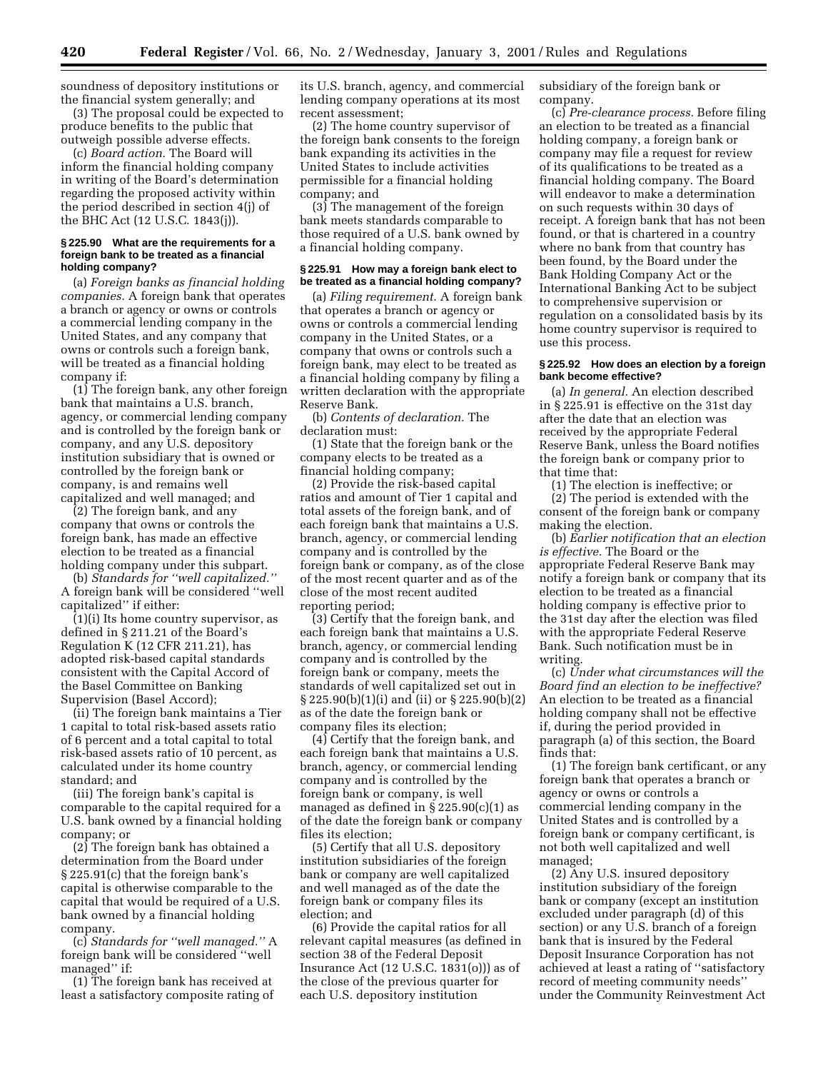soundness of depository institutions or the financial system generally; and

(3) The proposal could be expected to produce benefits to the public that outweigh possible adverse effects.

(c) *Board action.* The Board will inform the financial holding company in writing of the Board's determination regarding the proposed activity within the period described in section 4(j) of the BHC Act (12 U.S.C. 1843(j)).

#### § 225.90 What are the requirements for a foreign bank to be treated as a financial holding company?

(a) *Foreign banks as financial holding companies.* A foreign bank that operates a branch or agency or owns or controls a commercial lending company in the United States, and any company that owns or controls such a foreign bank, will be treated as a financial holding company if:

(1) The foreign bank, any other foreign bank that maintains a U.S. branch, agency, or commercial lending company and is controlled by the foreign bank or company, and any U.S. depository institution subsidiary that is owned or controlled by the foreign bank or company, is and remains well capitalized and well managed; and

(2) The foreign bank, and any company that owns or controls the foreign bank, has made an effective election to be treated as a financial holding company under this subpart.

(b) *Standards for "well capitalized."* A foreign bank will be considered "well capitalized" if either:

(1)(i) Its home country supervisor, as defined in § 211.21 of the Board's Regulation K (12 CFR 211.21), has adopted risk-based capital standards consistent with the Capital Accord of the Basel Committee on Banking Supervision (Basel Accord);

(ii) The foreign bank maintains a Tier 1 capital to total risk-based assets ratio of 6 percent and a total capital to total risk-based assets ratio of 10 percent, as calculated under its home country standard; and

(iii) The foreign bank's capital is comparable to the capital required for a U.S. bank owned by a financial holding company; or

(2) The foreign bank has obtained a determination from the Board under § 225.91(c) that the foreign bank's capital is otherwise comparable to the capital that would be required of a U.S. bank owned by a financial holding company.

(c) *Standards for "well managed."* A foreign bank will be considered "well managed" if:

(1) The foreign bank has received at least a satisfactory composite rating of its U.S. branch, agency, and commercial lending company operations at its most recent assessment;

(2) The home country supervisor of the foreign bank consents to the foreign bank expanding its activities in the United States to include activities permissible for a financial holding company; and

(3) The management of the foreign bank meets standards comparable to those required of a U.S. bank owned by a financial holding company.

#### § 225.91 How may a foreign bank elect to be treated as a financial holding company?

(a) *Filing requirement.* A foreign bank that operates a branch or agency or owns or controls a commercial lending company in the United States, or a company that owns or controls such a foreign bank, may elect to be treated as a financial holding company by filing a written declaration with the appropriate Reserve Bank.

(b) *Contents of declaration.* The declaration must:

(1) State that the foreign bank or the company elects to be treated as a financial holding company;

(2) Provide the risk-based capital ratios and amount of Tier 1 capital and total assets of the foreign bank, and of each foreign bank that maintains a U.S. branch, agency, or commercial lending company and is controlled by the foreign bank or company, as of the close of the most recent quarter and as of the close of the most recent audited reporting period;

(3) Certify that the foreign bank, and each foreign bank that maintains a U.S. branch, agency, or commercial lending company and is controlled by the foreign bank or company, meets the standards of well capitalized set out in § 225.90(b)(1)(i) and (ii) or § 225.90(b)(2) as of the date the foreign bank or company files its election;

(4) Certify that the foreign bank, and each foreign bank that maintains a U.S. branch, agency, or commercial lending company and is controlled by the foreign bank or company, is well managed as defined in § 225.90(c)(1) as of the date the foreign bank or company files its election;

(5) Certify that all U.S. depository institution subsidiaries of the foreign bank or company are well capitalized and well managed as of the date the foreign bank or company files its election; and

(6) Provide the capital ratios for all relevant capital measures (as defined in section 38 of the Federal Deposit Insurance Act (12 U.S.C. 1831(o))) as of the close of the previous quarter for each U.S. depository institution subsidiary of the foreign bank or company.

(c) *Pre-clearance process.* Before filing an election to be treated as a financial holding company, a foreign bank or company may file a request for review of its qualifications to be treated as a financial holding company. The Board will endeavor to make a determination on such requests within 30 days of receipt. A foreign bank that has not been found, or that is chartered in a country where no bank from that country has been found, by the Board under the Bank Holding Company Act or the International Banking Act to be subject to comprehensive supervision or regulation on a consolidated basis by its home country supervisor is required to use this process.

#### § 225.92 How does an election by a foreign bank become effective?

(a) *In general.* An election described in § 225.91 is effective on the 31st day after the date that an election was received by the appropriate Federal Reserve Bank, unless the Board notifies the foreign bank or company prior to that time that:

(1) The election is ineffective; or

(2) The period is extended with the consent of the foreign bank or company making the election.

(b) *Earlier notification that an election is effective.* The Board or the appropriate Federal Reserve Bank may notify a foreign bank or company that its election to be treated as a financial holding company is effective prior to the 31st day after the election was filed with the appropriate Federal Reserve Bank. Such notification must be in writing.

(c) *Under what circumstances will the Board find an election to be ineffective?* An election to be treated as a financial holding company shall not be effective if, during the period provided in paragraph (a) of this section, the Board finds that:

(1) The foreign bank certificant, or any foreign bank that operates a branch or agency or owns or controls a commercial lending company in the United States and is controlled by a foreign bank or company certificant, is not both well capitalized and well managed;

(2) Any U.S. insured depository institution subsidiary of the foreign bank or company (except an institution excluded under paragraph (d) of this section) or any U.S. branch of a foreign bank that is insured by the Federal Deposit Insurance Corporation has not achieved at least a rating of "satisfactory record of meeting community needs" under the Community Reinvestment Act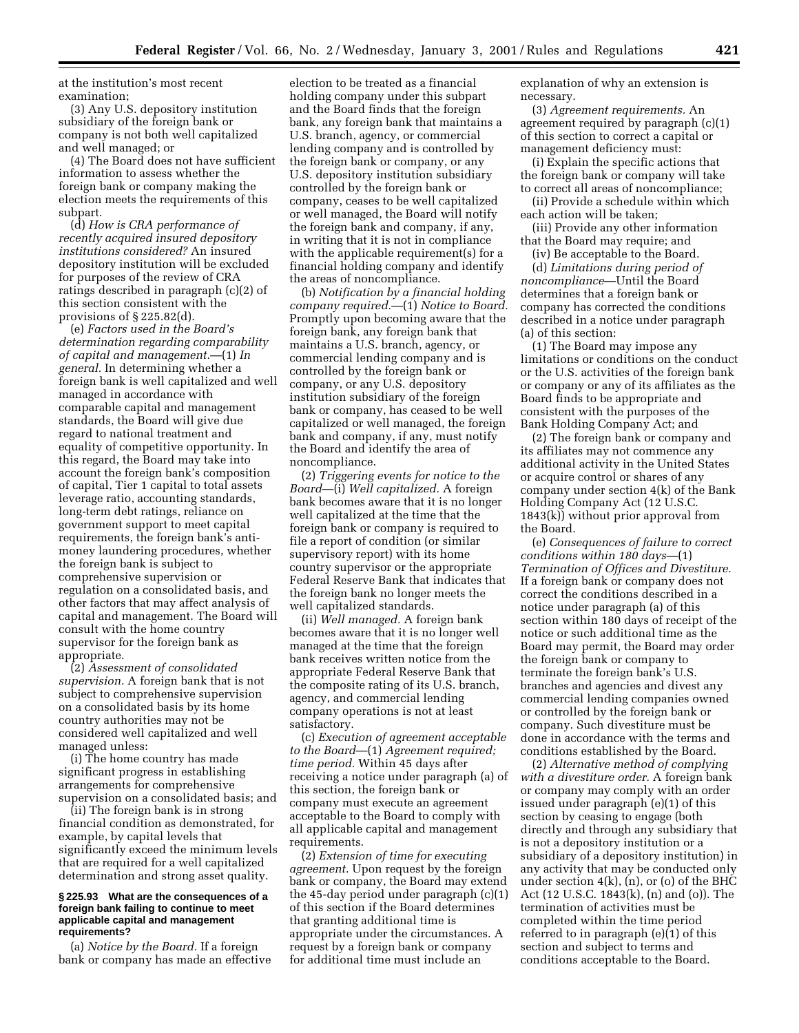at the institution's most recent examination;

(3) Any U.S. depository institution subsidiary of the foreign bank or company is not both well capitalized and well managed; or

(4) The Board does not have sufficient information to assess whether the foreign bank or company making the election meets the requirements of this subpart.

(d) *How is CRA performance of recently acquired insured depository institutions considered?* An insured depository institution will be excluded for purposes of the review of CRA ratings described in paragraph (c)(2) of this section consistent with the provisions of § 225.82(d).

(e) *Factors used in the Board's determination regarding comparability of capital and management.*—(1) *In general.* In determining whether a foreign bank is well capitalized and well managed in accordance with comparable capital and management standards, the Board will give due regard to national treatment and equality of competitive opportunity. In this regard, the Board may take into account the foreign bank's composition of capital, Tier 1 capital to total assets leverage ratio, accounting standards, long-term debt ratings, reliance on government support to meet capital requirements, the foreign bank's anti-money laundering procedures, whether the foreign bank is subject to comprehensive supervision or regulation on a consolidated basis, and other factors that may affect analysis of capital and management. The Board will consult with the home country supervisor for the foreign bank as appropriate.

(2) *Assessment of consolidated supervision.* A foreign bank that is not subject to comprehensive supervision on a consolidated basis by its home country authorities may not be considered well capitalized and well managed unless:

(i) The home country has made significant progress in establishing arrangements for comprehensive supervision on a consolidated basis; and

(ii) The foreign bank is in strong financial condition as demonstrated, for example, by capital levels that significantly exceed the minimum levels that are required for a well capitalized determination and strong asset quality.

**§ 225.93 What are the consequences of a foreign bank failing to continue to meet applicable capital and management requirements?**

(a) *Notice by the Board.* If a foreign bank or company has made an effective election to be treated as a financial holding company under this subpart and the Board finds that the foreign bank, any foreign bank that maintains a U.S. branch, agency, or commercial lending company and is controlled by the foreign bank or company, or any U.S. depository institution subsidiary controlled by the foreign bank or company, ceases to be well capitalized or well managed, the Board will notify the foreign bank and company, if any, in writing that it is not in compliance with the applicable requirement(s) for a financial holding company and identify the areas of noncompliance.

(b) *Notification by a financial holding company required.*—(1) *Notice to Board.* Promptly upon becoming aware that the foreign bank, any foreign bank that maintains a U.S. branch, agency, or commercial lending company and is controlled by the foreign bank or company, or any U.S. depository institution subsidiary of the foreign bank or company, has ceased to be well capitalized or well managed, the foreign bank and company, if any, must notify the Board and identify the area of noncompliance.

(2) *Triggering events for notice to the Board*—(i) *Well capitalized.* A foreign bank becomes aware that it is no longer well capitalized at the time that the foreign bank or company is required to file a report of condition (or similar supervisory report) with its home country supervisor or the appropriate Federal Reserve Bank that indicates that the foreign bank no longer meets the well capitalized standards.

(ii) *Well managed.* A foreign bank becomes aware that it is no longer well managed at the time that the foreign bank receives written notice from the appropriate Federal Reserve Bank that the composite rating of its U.S. branch, agency, and commercial lending company operations is not at least satisfactory.

(c) *Execution of agreement acceptable to the Board*—(1) *Agreement required; time period.* Within 45 days after receiving a notice under paragraph (a) of this section, the foreign bank or company must execute an agreement acceptable to the Board to comply with all applicable capital and management requirements.

(2) *Extension of time for executing agreement.* Upon request by the foreign bank or company, the Board may extend the 45-day period under paragraph (c)(1) of this section if the Board determines that granting additional time is appropriate under the circumstances. A request by a foreign bank or company for additional time must include an explanation of why an extension is necessary.

(3) *Agreement requirements.* An agreement required by paragraph (c)(1) of this section to correct a capital or management deficiency must:

(i) Explain the specific actions that the foreign bank or company will take to correct all areas of noncompliance;

(ii) Provide a schedule within which each action will be taken;

(iii) Provide any other information that the Board may require; and

(iv) Be acceptable to the Board.

(d) *Limitations during period of noncompliance*—Until the Board determines that a foreign bank or company has corrected the conditions described in a notice under paragraph (a) of this section:

(1) The Board may impose any limitations or conditions on the conduct or the U.S. activities of the foreign bank or company or any of its affiliates as the Board finds to be appropriate and consistent with the purposes of the Bank Holding Company Act; and

(2) The foreign bank or company and its affiliates may not commence any additional activity in the United States or acquire control or shares of any company under section 4(k) of the Bank Holding Company Act (12 U.S.C. 1843(k)) without prior approval from the Board.

(e) *Consequences of failure to correct conditions within 180 days*—(1) *Termination of Offices and Divestiture.* If a foreign bank or company does not correct the conditions described in a notice under paragraph (a) of this section within 180 days of receipt of the notice or such additional time as the Board may permit, the Board may order the foreign bank or company to terminate the foreign bank's U.S. branches and agencies and divest any commercial lending companies owned or controlled by the foreign bank or company. Such divestiture must be done in accordance with the terms and conditions established by the Board.

(2) *Alternative method of complying with a divestiture order.* A foreign bank or company may comply with an order issued under paragraph (e)(1) of this section by ceasing to engage (both directly and through any subsidiary that is not a depository institution or a subsidiary of a depository institution) in any activity that may be conducted only under section 4(k), (n), or (o) of the BHC Act (12 U.S.C. 1843(k), (n) and (o)). The termination of activities must be completed within the time period referred to in paragraph (e)(1) of this section and subject to terms and conditions acceptable to the Board.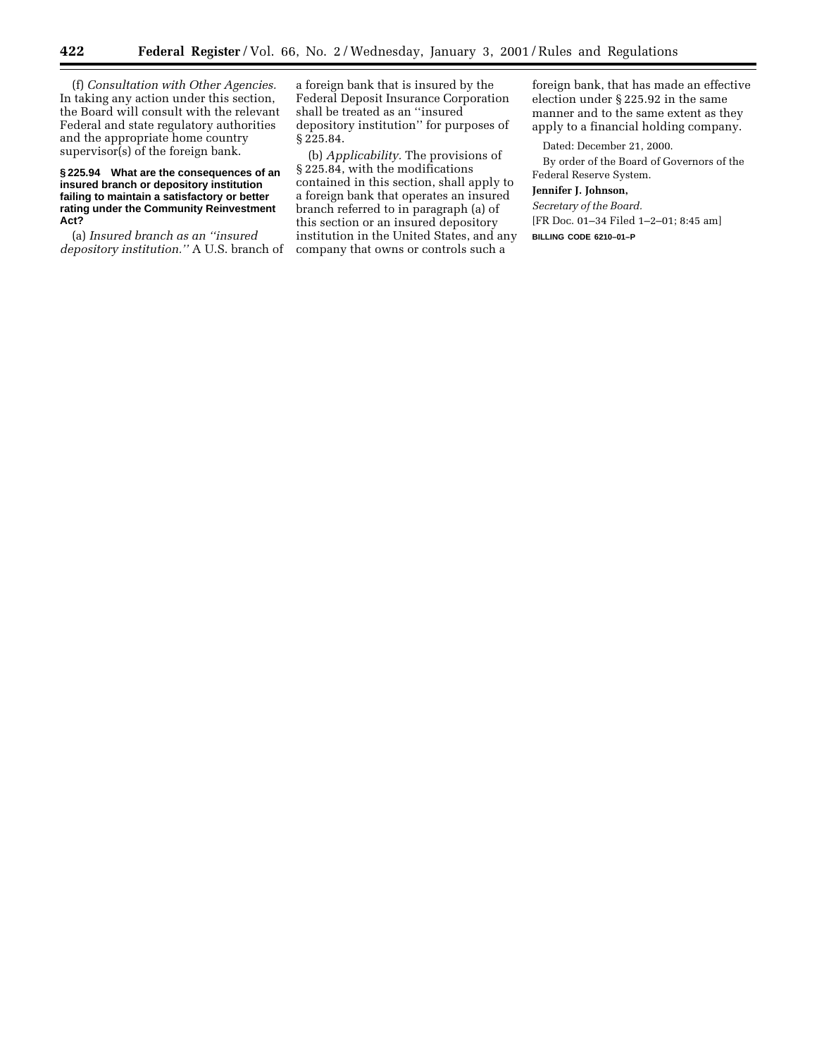(f) *Consultation with Other Agencies.* In taking any action under this section, the Board will consult with the relevant Federal and state regulatory authorities and the appropriate home country supervisor(s) of the foreign bank.

**§ 225.94 What are the consequences of an insured branch or depository institution failing to maintain a satisfactory or better rating under the Community Reinvestment Act?**

(a) *Insured branch as an ''insured depository institution.''* A U.S. branch of a foreign bank that is insured by the Federal Deposit Insurance Corporation shall be treated as an ''insured depository institution'' for purposes of § 225.84.

(b) *Applicability.* The provisions of § 225.84, with the modifications contained in this section, shall apply to a foreign bank that operates an insured branch referred to in paragraph (a) of this section or an insured depository institution in the United States, and any company that owns or controls such a foreign bank, that has made an effective election under § 225.92 in the same manner and to the same extent as they apply to a financial holding company.

Dated: December 21, 2000.

By order of the Board of Governors of the Federal Reserve System.

**Jennifer J. Johnson,**

*Secretary of the Board.*

[FR Doc. 01–34 Filed 1–2–01; 8:45 am]

BILLING CODE 6210–01–P